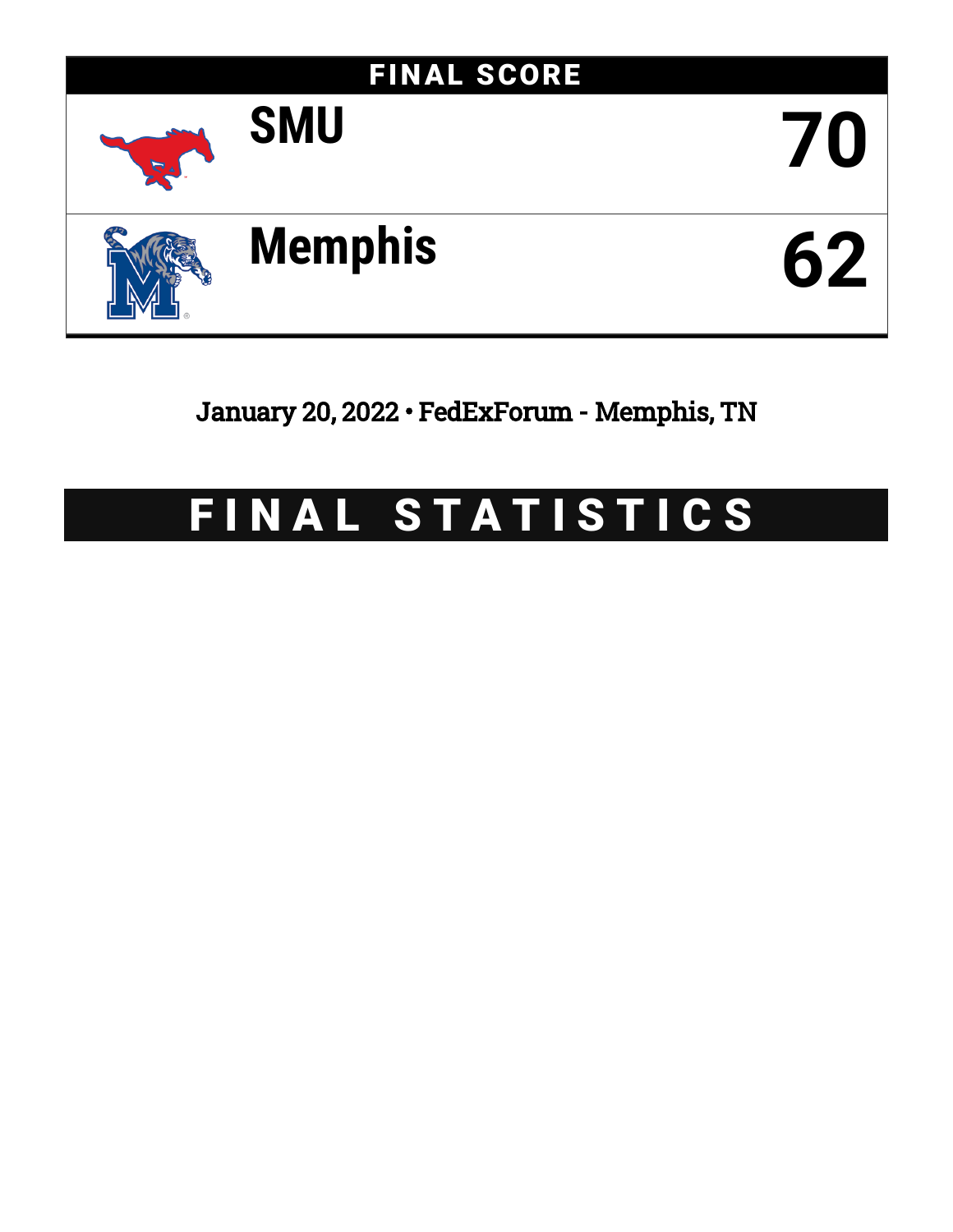# FINAL SCORE

| Team | Score |
| --- | --- |
| SMU | 70 |
| Memphis | 62 |

January 20, 2022 • FedExForum - Memphis, TN

# FINAL STATISTICS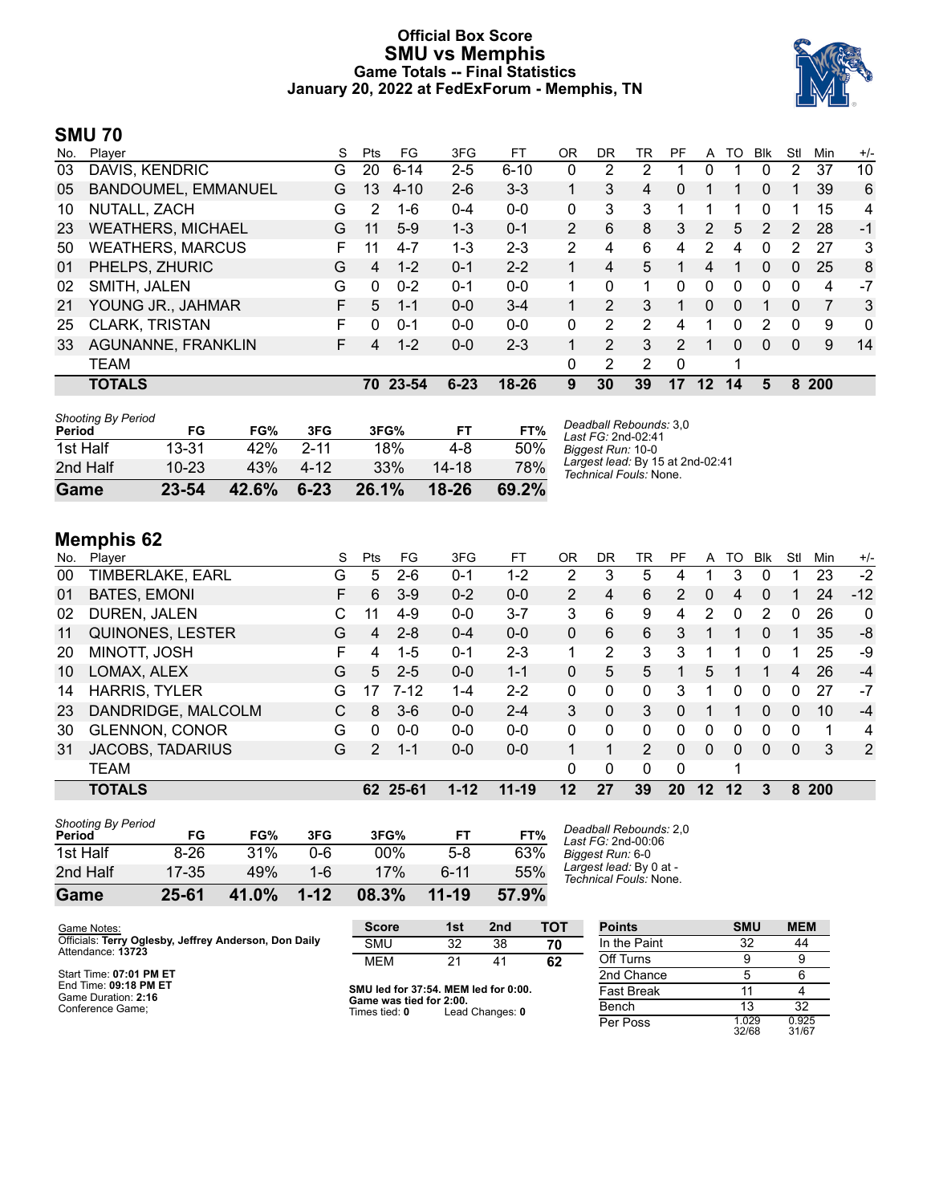# Official Box Score
# SMU vs Memphis
## Game Totals -- Final Statistics
## January 20, 2022 at FedExForum - Memphis, TN

## SMU 70

| No. | Player | S | Pts | FG | 3FG | FT | OR | DR | TR | PF | A | TO | Blk | Stl | Min | +/- |
|---|---|---|---|---|---|---|---|---|---|---|---|---|---|---|---|---|
| 03 | DAVIS, KENDRIC | G | 20 | 6-14 | 2-5 | 6-10 | 0 | 2 | 2 | 1 | 0 | 1 | 0 | 2 | 37 | 10 |
| 05 | BANDOUMEL, EMMANUEL | G | 13 | 4-10 | 2-6 | 3-3 | 1 | 3 | 4 | 0 | 1 | 1 | 0 | 1 | 39 | 6 |
| 10 | NUTALL, ZACH | G | 2 | 1-6 | 0-4 | 0-0 | 0 | 3 | 3 | 1 | 1 | 1 | 0 | 1 | 15 | 4 |
| 23 | WEATHERS, MICHAEL | G | 11 | 5-9 | 1-3 | 0-1 | 2 | 6 | 8 | 3 | 2 | 5 | 2 | 2 | 28 | -1 |
| 50 | WEATHERS, MARCUS | F | 11 | 4-7 | 1-3 | 2-3 | 2 | 4 | 6 | 4 | 2 | 4 | 0 | 2 | 27 | 3 |
| 01 | PHELPS, ZHURIC | G | 4 | 1-2 | 0-1 | 2-2 | 1 | 4 | 5 | 1 | 4 | 1 | 0 | 0 | 25 | 8 |
| 02 | SMITH, JALEN | G | 0 | 0-2 | 0-1 | 0-0 | 1 | 0 | 1 | 0 | 0 | 0 | 0 | 0 | 4 | -7 |
| 21 | YOUNG JR., JAHMAR | F | 5 | 1-1 | 0-0 | 3-4 | 1 | 2 | 3 | 1 | 0 | 0 | 1 | 0 | 7 | 3 |
| 25 | CLARK, TRISTAN | F | 0 | 0-1 | 0-0 | 0-0 | 0 | 2 | 2 | 4 | 1 | 0 | 2 | 0 | 9 | 0 |
| 33 | AGUNANNE, FRANKLIN | F | 4 | 1-2 | 0-0 | 2-3 | 1 | 2 | 3 | 2 | 1 | 0 | 0 | 0 | 9 | 14 |
| | TEAM | | | | | | 0 | 2 | 2 | 0 | | 1 | | | | |
| | **TOTALS** | | **70** | **23-54** | **6-23** | **18-26** | **9** | **30** | **39** | **17** | **12** | **14** | **5** | **8** | **200** | |

| Shooting By Period Period | FG | FG% | 3FG | 3FG% | FT | FT% |
|---|---|---|---|---|---|---|
| 1st Half | 13-31 | 42% | 2-11 | 18% | 4-8 | 50% |
| 2nd Half | 10-23 | 43% | 4-12 | 33% | 14-18 | 78% |
| **Game** | **23-54** | **42.6%** | **6-23** | **26.1%** | **18-26** | **69.2%** |

*Deadball Rebounds:* 3,0
*Last FG:* 2nd-02:41
*Biggest Run:* 10-0
*Largest lead:* By 15 at 2nd-02:41
*Technical Fouls:* None.

## Memphis 62

| No. | Player | S | Pts | FG | 3FG | FT | OR | DR | TR | PF | A | TO | Blk | Stl | Min | +/- |
|---|---|---|---|---|---|---|---|---|---|---|---|---|---|---|---|---|
| 00 | TIMBERLAKE, EARL | G | 5 | 2-6 | 0-1 | 1-2 | 2 | 3 | 5 | 4 | 1 | 3 | 0 | 1 | 23 | -2 |
| 01 | BATES, EMONI | F | 6 | 3-9 | 0-2 | 0-0 | 2 | 4 | 6 | 2 | 0 | 4 | 0 | 1 | 24 | -12 |
| 02 | DUREN, JALEN | C | 11 | 4-9 | 0-0 | 3-7 | 3 | 6 | 9 | 4 | 2 | 0 | 2 | 0 | 26 | 0 |
| 11 | QUINONES, LESTER | G | 4 | 2-8 | 0-4 | 0-0 | 0 | 6 | 6 | 3 | 1 | 1 | 0 | 1 | 35 | -8 |
| 20 | MINOTT, JOSH | F | 4 | 1-5 | 0-1 | 2-3 | 1 | 2 | 3 | 3 | 1 | 1 | 0 | 1 | 25 | -9 |
| 10 | LOMAX, ALEX | G | 5 | 2-5 | 0-0 | 1-1 | 0 | 5 | 5 | 1 | 5 | 1 | 1 | 4 | 26 | -4 |
| 14 | HARRIS, TYLER | G | 17 | 7-12 | 1-4 | 2-2 | 0 | 0 | 0 | 3 | 1 | 0 | 0 | 0 | 27 | -7 |
| 23 | DANDRIDGE, MALCOLM | C | 8 | 3-6 | 0-0 | 2-4 | 3 | 0 | 3 | 0 | 1 | 1 | 0 | 0 | 10 | -4 |
| 30 | GLENNON, CONOR | G | 0 | 0-0 | 0-0 | 0-0 | 0 | 0 | 0 | 0 | 0 | 0 | 0 | 0 | 1 | 4 |
| 31 | JACOBS, TADARIUS | G | 2 | 1-1 | 0-0 | 0-0 | 1 | 1 | 2 | 0 | 0 | 0 | 0 | 0 | 3 | 2 |
| | TEAM | | | | | | 0 | 0 | 0 | 0 | | 1 | | | | |
| | **TOTALS** | | **62** | **25-61** | **1-12** | **11-19** | **12** | **27** | **39** | **20** | **12** | **12** | **3** | **8** | **200** | |

| Shooting By Period Period | FG | FG% | 3FG | 3FG% | FT | FT% |
|---|---|---|---|---|---|---|
| 1st Half | 8-26 | 31% | 0-6 | 00% | 5-8 | 63% |
| 2nd Half | 17-35 | 49% | 1-6 | 17% | 6-11 | 55% |
| **Game** | **25-61** | **41.0%** | **1-12** | **08.3%** | **11-19** | **57.9%** |

*Deadball Rebounds:* 2,0
*Last FG:* 2nd-00:06
*Biggest Run:* 6-0
*Largest lead:* By 0 at -
*Technical Fouls:* None.

Game Notes:
Officials: **Terry Oglesby, Jeffrey Anderson, Don Daily**
Attendance: **13723**

Start Time: **07:01 PM ET**
End Time: **09:18 PM ET**
Game Duration: **2:16**
Conference Game;

| Score | 1st | 2nd | TOT |
|---|---|---|---|
| SMU | 32 | 38 | **70** |
| MEM | 21 | 41 | **62** |

**SMU led for 37:54. MEM led for 0:00.**
**Game was tied for 2:00.**
Times tied: **0** Lead Changes: **0**

| Points | SMU | MEM |
|---|---|---|
| In the Paint | 32 | 44 |
| Off Turns | 9 | 9 |
| 2nd Chance | 5 | 6 |
| Fast Break | 11 | 4 |
| Bench | 13 | 32 |
| Per Poss | 1.029 32/68 | 0.925 31/67 |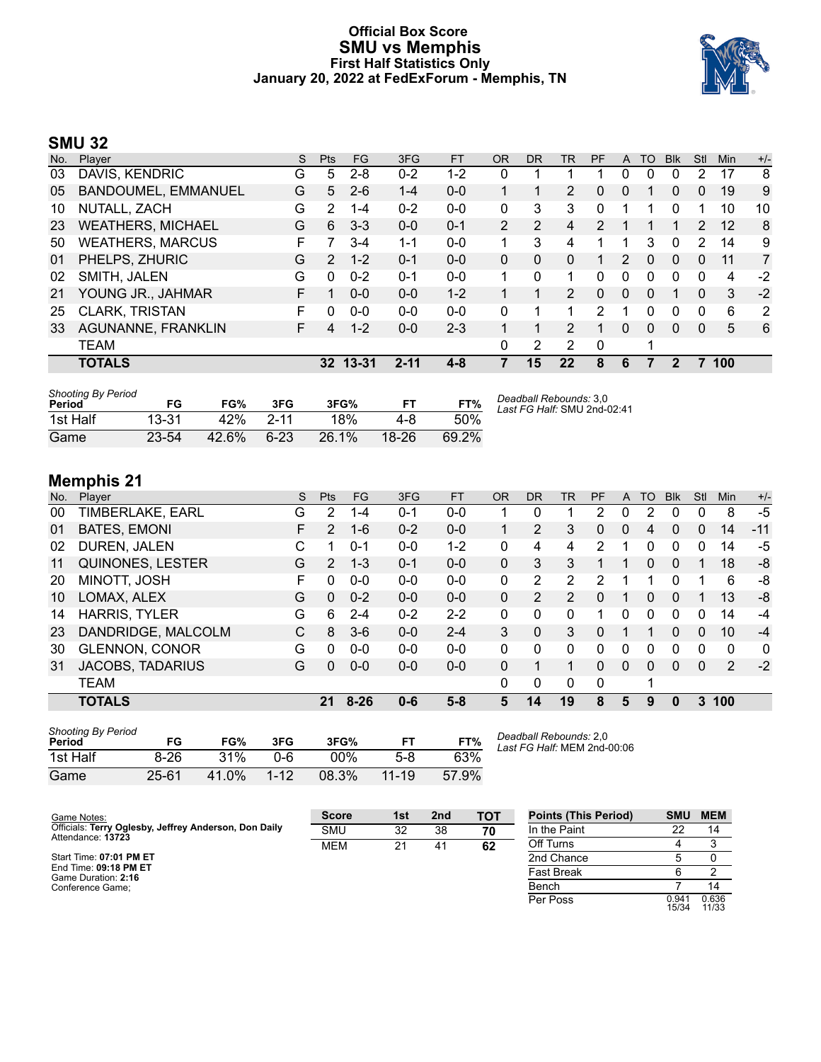# Official Box Score
## SMU vs Memphis
### First Half Statistics Only
### January 20, 2022 at FedExForum - Memphis, TN

## SMU 32

| No. | Player | S | Pts | FG | 3FG | FT | OR | DR | TR | PF | A | TO | Blk | Stl | Min | +/- |
|---|---|---|---|---|---|---|---|---|---|---|---|---|---|---|---|---|
| 03 | DAVIS, KENDRIC | G | 5 | 2-8 | 0-2 | 1-2 | 0 | 1 | 1 | 1 | 0 | 0 | 0 | 2 | 17 | 8 |
| 05 | BANDOUMEL, EMMANUEL | G | 5 | 2-6 | 1-4 | 0-0 | 1 | 1 | 2 | 0 | 0 | 1 | 0 | 0 | 19 | 9 |
| 10 | NUTALL, ZACH | G | 2 | 1-4 | 0-2 | 0-0 | 0 | 3 | 3 | 0 | 1 | 1 | 0 | 1 | 10 | 10 |
| 23 | WEATHERS, MICHAEL | G | 6 | 3-3 | 0-0 | 0-1 | 2 | 2 | 4 | 2 | 1 | 1 | 1 | 2 | 12 | 8 |
| 50 | WEATHERS, MARCUS | F | 7 | 3-4 | 1-1 | 0-0 | 1 | 3 | 4 | 1 | 1 | 3 | 0 | 2 | 14 | 9 |
| 01 | PHELPS, ZHURIC | G | 2 | 1-2 | 0-1 | 0-0 | 0 | 0 | 0 | 1 | 2 | 0 | 0 | 0 | 11 | 7 |
| 02 | SMITH, JALEN | G | 0 | 0-2 | 0-1 | 0-0 | 1 | 0 | 1 | 0 | 0 | 0 | 0 | 0 | 4 | -2 |
| 21 | YOUNG JR., JAHMAR | F | 1 | 0-0 | 0-0 | 1-2 | 1 | 1 | 2 | 0 | 0 | 0 | 1 | 0 | 3 | -2 |
| 25 | CLARK, TRISTAN | F | 0 | 0-0 | 0-0 | 0-0 | 0 | 1 | 1 | 2 | 1 | 0 | 0 | 0 | 6 | 2 |
| 33 | AGUNANNE, FRANKLIN | F | 4 | 1-2 | 0-0 | 2-3 | 1 | 1 | 2 | 1 | 0 | 0 | 0 | 0 | 5 | 6 |
| | TEAM | | | | | | 0 | 2 | 2 | 0 | | 1 | | | | |
| | **TOTALS** | | **32** | **13-31** | **2-11** | **4-8** | **7** | **15** | **22** | **8** | **6** | **7** | **2** | **7** | **100** | |

| Shooting By Period Period | FG | FG% | 3FG | 3FG% | FT | FT% |
|---|---|---|---|---|---|---|
| 1st Half | 13-31 | 42% | 2-11 | 18% | 4-8 | 50% |
| Game | 23-54 | 42.6% | 6-23 | 26.1% | 18-26 | 69.2% |

*Deadball Rebounds:* 3,0
*Last FG Half:* SMU 2nd-02:41

## Memphis 21

| No. | Player | S | Pts | FG | 3FG | FT | OR | DR | TR | PF | A | TO | Blk | Stl | Min | +/- |
|---|---|---|---|---|---|---|---|---|---|---|---|---|---|---|---|---|
| 00 | TIMBERLAKE, EARL | G | 2 | 1-4 | 0-1 | 0-0 | 1 | 0 | 1 | 2 | 0 | 2 | 0 | 0 | 8 | -5 |
| 01 | BATES, EMONI | F | 2 | 1-6 | 0-2 | 0-0 | 1 | 2 | 3 | 0 | 0 | 4 | 0 | 0 | 14 | -11 |
| 02 | DUREN, JALEN | C | 1 | 0-1 | 0-0 | 1-2 | 0 | 4 | 4 | 2 | 1 | 0 | 0 | 0 | 14 | -5 |
| 11 | QUINONES, LESTER | G | 2 | 1-3 | 0-1 | 0-0 | 0 | 3 | 3 | 1 | 1 | 0 | 0 | 1 | 18 | -8 |
| 20 | MINOTT, JOSH | F | 0 | 0-0 | 0-0 | 0-0 | 0 | 2 | 2 | 2 | 1 | 1 | 0 | 1 | 6 | -8 |
| 10 | LOMAX, ALEX | G | 0 | 0-2 | 0-0 | 0-0 | 0 | 2 | 2 | 0 | 1 | 0 | 0 | 1 | 13 | -8 |
| 14 | HARRIS, TYLER | G | 6 | 2-4 | 0-2 | 2-2 | 0 | 0 | 0 | 1 | 0 | 0 | 0 | 0 | 14 | -4 |
| 23 | DANDRIDGE, MALCOLM | C | 8 | 3-6 | 0-0 | 2-4 | 3 | 0 | 3 | 0 | 1 | 1 | 0 | 0 | 10 | -4 |
| 30 | GLENNON, CONOR | G | 0 | 0-0 | 0-0 | 0-0 | 0 | 0 | 0 | 0 | 0 | 0 | 0 | 0 | 0 | 0 |
| 31 | JACOBS, TADARIUS | G | 0 | 0-0 | 0-0 | 0-0 | 0 | 1 | 1 | 0 | 0 | 0 | 0 | 0 | 2 | -2 |
| | TEAM | | | | | | 0 | 0 | 0 | 0 | | 1 | | | | |
| | **TOTALS** | | **21** | **8-26** | **0-6** | **5-8** | **5** | **14** | **19** | **8** | **5** | **9** | **0** | **3** | **100** | |

| Shooting By Period Period | FG | FG% | 3FG | 3FG% | FT | FT% |
|---|---|---|---|---|---|---|
| 1st Half | 8-26 | 31% | 0-6 | 00% | 5-8 | 63% |
| Game | 25-61 | 41.0% | 1-12 | 08.3% | 11-19 | 57.9% |

*Deadball Rebounds:* 2,0
*Last FG Half:* MEM 2nd-00:06

Game Notes:
Officials: **Terry Oglesby, Jeffrey Anderson, Don Daily**
Attendance: **13723**

Start Time: **07:01 PM ET**
End Time: **09:18 PM ET**
Game Duration: **2:16**
Conference Game;

| Score | 1st | 2nd | TOT |
|---|---|---|---|
| SMU | 32 | 38 | **70** |
| MEM | 21 | 41 | **62** |

| Points (This Period) | SMU | MEM |
|---|---|---|
| In the Paint | 22 | 14 |
| Off Turns | 4 | 3 |
| 2nd Chance | 5 | 0 |
| Fast Break | 6 | 2 |
| Bench | 7 | 14 |
| Per Poss | 0.941 15/34 | 0.636 11/33 |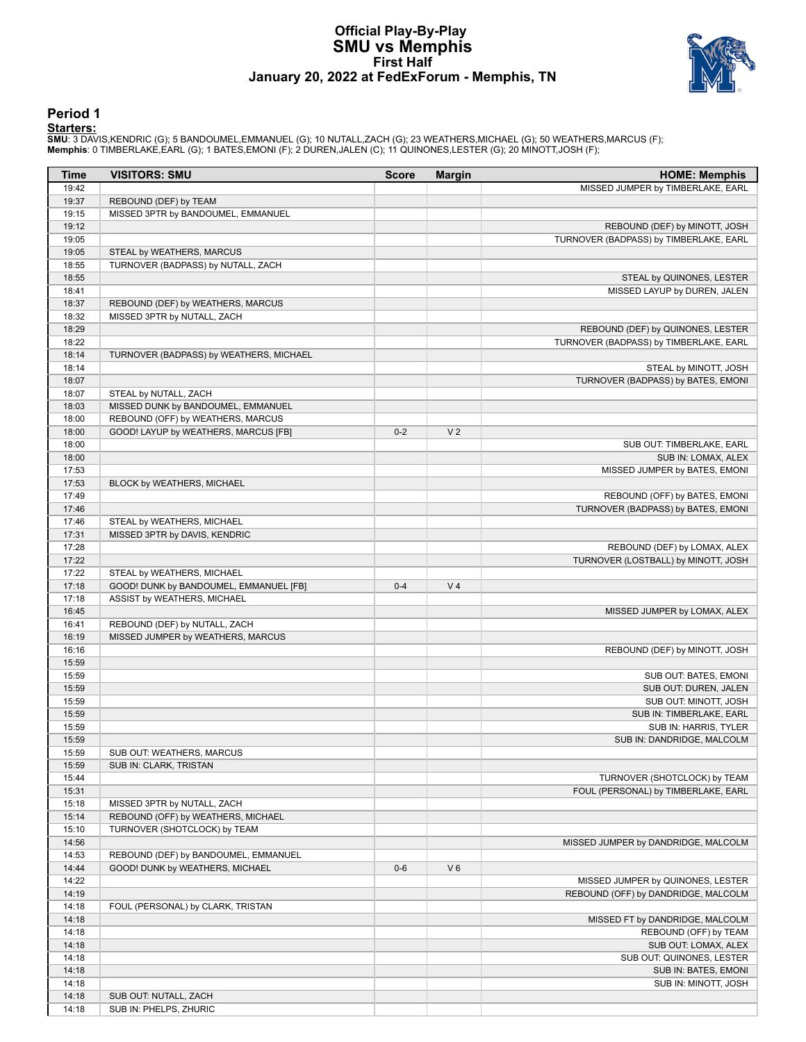# Official Play-By-Play
# SMU vs Memphis
## First Half
## January 20, 2022 at FedExForum - Memphis, TN

### Period 1

**Starters:**

**SMU**: 3 DAVIS,KENDRIC (G); 5 BANDOUMEL,EMMANUEL (G); 10 NUTALL,ZACH (G); 23 WEATHERS,MICHAEL (G); 50 WEATHERS,MARCUS (F);
**Memphis**: 0 TIMBERLAKE,EARL (G); 1 BATES,EMONI (F); 2 DUREN,JALEN (C); 11 QUINONES,LESTER (G); 20 MINOTT,JOSH (F);

| Time | VISITORS: SMU | Score | Margin | HOME: Memphis |
|---|---|---|---|---|
| 19:42 | | | | MISSED JUMPER by TIMBERLAKE, EARL |
| 19:37 | REBOUND (DEF) by TEAM | | | |
| 19:15 | MISSED 3PTR by BANDOUMEL, EMMANUEL | | | |
| 19:12 | | | | REBOUND (DEF) by MINOTT, JOSH |
| 19:05 | | | | TURNOVER (BADPASS) by TIMBERLAKE, EARL |
| 19:05 | STEAL by WEATHERS, MARCUS | | | |
| 18:55 | TURNOVER (BADPASS) by NUTALL, ZACH | | | |
| 18:55 | | | | STEAL by QUINONES, LESTER |
| 18:41 | | | | MISSED LAYUP by DUREN, JALEN |
| 18:37 | REBOUND (DEF) by WEATHERS, MARCUS | | | |
| 18:32 | MISSED 3PTR by NUTALL, ZACH | | | |
| 18:29 | | | | REBOUND (DEF) by QUINONES, LESTER |
| 18:22 | | | | TURNOVER (BADPASS) by TIMBERLAKE, EARL |
| 18:14 | TURNOVER (BADPASS) by WEATHERS, MICHAEL | | | |
| 18:14 | | | | STEAL by MINOTT, JOSH |
| 18:07 | | | | TURNOVER (BADPASS) by BATES, EMONI |
| 18:07 | STEAL by NUTALL, ZACH | | | |
| 18:03 | MISSED DUNK by BANDOUMEL, EMMANUEL | | | |
| 18:00 | REBOUND (OFF) by WEATHERS, MARCUS | | | |
| 18:00 | GOOD! LAYUP by WEATHERS, MARCUS [FB] | 0-2 | V 2 | |
| 18:00 | | | | SUB OUT: TIMBERLAKE, EARL |
| 18:00 | | | | SUB IN: LOMAX, ALEX |
| 17:53 | | | | MISSED JUMPER by BATES, EMONI |
| 17:53 | BLOCK by WEATHERS, MICHAEL | | | |
| 17:49 | | | | REBOUND (OFF) by BATES, EMONI |
| 17:46 | | | | TURNOVER (BADPASS) by BATES, EMONI |
| 17:46 | STEAL by WEATHERS, MICHAEL | | | |
| 17:31 | MISSED 3PTR by DAVIS, KENDRIC | | | |
| 17:28 | | | | REBOUND (DEF) by LOMAX, ALEX |
| 17:22 | | | | TURNOVER (LOSTBALL) by MINOTT, JOSH |
| 17:22 | STEAL by WEATHERS, MICHAEL | | | |
| 17:18 | GOOD! DUNK by BANDOUMEL, EMMANUEL [FB] | 0-4 | V 4 | |
| 17:18 | ASSIST by WEATHERS, MICHAEL | | | |
| 16:45 | | | | MISSED JUMPER by LOMAX, ALEX |
| 16:41 | REBOUND (DEF) by NUTALL, ZACH | | | |
| 16:19 | MISSED JUMPER by WEATHERS, MARCUS | | | |
| 16:16 | | | | REBOUND (DEF) by MINOTT, JOSH |
| 15:59 | | | | |
| 15:59 | | | | SUB OUT: BATES, EMONI |
| 15:59 | | | | SUB OUT: DUREN, JALEN |
| 15:59 | | | | SUB OUT: MINOTT, JOSH |
| 15:59 | | | | SUB IN: TIMBERLAKE, EARL |
| 15:59 | | | | SUB IN: HARRIS, TYLER |
| 15:59 | | | | SUB IN: DANDRIDGE, MALCOLM |
| 15:59 | SUB OUT: WEATHERS, MARCUS | | | |
| 15:59 | SUB IN: CLARK, TRISTAN | | | |
| 15:44 | | | | TURNOVER (SHOTCLOCK) by TEAM |
| 15:31 | | | | FOUL (PERSONAL) by TIMBERLAKE, EARL |
| 15:18 | MISSED 3PTR by NUTALL, ZACH | | | |
| 15:14 | REBOUND (OFF) by WEATHERS, MICHAEL | | | |
| 15:10 | TURNOVER (SHOTCLOCK) by TEAM | | | |
| 14:56 | | | | MISSED JUMPER by DANDRIDGE, MALCOLM |
| 14:53 | REBOUND (DEF) by BANDOUMEL, EMMANUEL | | | |
| 14:44 | GOOD! DUNK by WEATHERS, MICHAEL | 0-6 | V 6 | |
| 14:22 | | | | MISSED JUMPER by QUINONES, LESTER |
| 14:19 | | | | REBOUND (OFF) by DANDRIDGE, MALCOLM |
| 14:18 | FOUL (PERSONAL) by CLARK, TRISTAN | | | |
| 14:18 | | | | MISSED FT by DANDRIDGE, MALCOLM |
| 14:18 | | | | REBOUND (OFF) by TEAM |
| 14:18 | | | | SUB OUT: LOMAX, ALEX |
| 14:18 | | | | SUB OUT: QUINONES, LESTER |
| 14:18 | | | | SUB IN: BATES, EMONI |
| 14:18 | | | | SUB IN: MINOTT, JOSH |
| 14:18 | SUB OUT: NUTALL, ZACH | | | |
| 14:18 | SUB IN: PHELPS, ZHURIC | | | |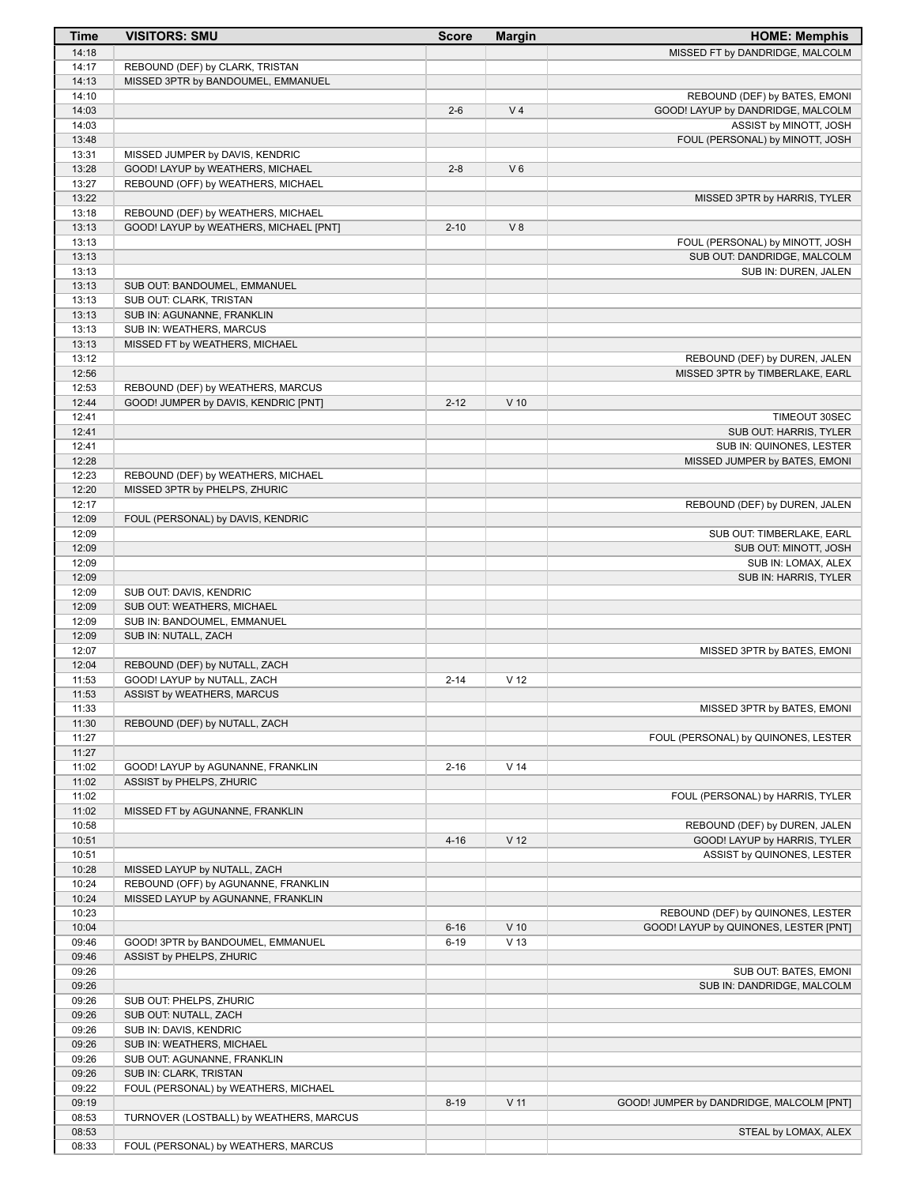| Time | VISITORS: SMU | Score | Margin | HOME: Memphis |
| --- | --- | --- | --- | --- |
| 14:18 | | | | MISSED FT by DANDRIDGE, MALCOLM |
| 14:17 | REBOUND (DEF) by CLARK, TRISTAN | | | |
| 14:13 | MISSED 3PTR by BANDOUMEL, EMMANUEL | | | |
| 14:10 | | | | REBOUND (DEF) by BATES, EMONI |
| 14:03 | | 2-6 | V 4 | GOOD! LAYUP by DANDRIDGE, MALCOLM |
| 14:03 | | | | ASSIST by MINOTT, JOSH |
| 13:48 | | | | FOUL (PERSONAL) by MINOTT, JOSH |
| 13:31 | MISSED JUMPER by DAVIS, KENDRIC | | | |
| 13:28 | GOOD! LAYUP by WEATHERS, MICHAEL | 2-8 | V 6 | |
| 13:27 | REBOUND (OFF) by WEATHERS, MICHAEL | | | |
| 13:22 | | | | MISSED 3PTR by HARRIS, TYLER |
| 13:18 | REBOUND (DEF) by WEATHERS, MICHAEL | | | |
| 13:13 | GOOD! LAYUP by WEATHERS, MICHAEL [PNT] | 2-10 | V 8 | |
| 13:13 | | | | FOUL (PERSONAL) by MINOTT, JOSH |
| 13:13 | | | | SUB OUT: DANDRIDGE, MALCOLM |
| 13:13 | | | | SUB IN: DUREN, JALEN |
| 13:13 | SUB OUT: BANDOUMEL, EMMANUEL | | | |
| 13:13 | SUB OUT: CLARK, TRISTAN | | | |
| 13:13 | SUB IN: AGUNANNE, FRANKLIN | | | |
| 13:13 | SUB IN: WEATHERS, MARCUS | | | |
| 13:13 | MISSED FT by WEATHERS, MICHAEL | | | |
| 13:12 | | | | REBOUND (DEF) by DUREN, JALEN |
| 12:56 | | | | MISSED 3PTR by TIMBERLAKE, EARL |
| 12:53 | REBOUND (DEF) by WEATHERS, MARCUS | | | |
| 12:44 | GOOD! JUMPER by DAVIS, KENDRIC [PNT] | 2-12 | V 10 | |
| 12:41 | | | | TIMEOUT 30SEC |
| 12:41 | | | | SUB OUT: HARRIS, TYLER |
| 12:41 | | | | SUB IN: QUINONES, LESTER |
| 12:28 | | | | MISSED JUMPER by BATES, EMONI |
| 12:23 | REBOUND (DEF) by WEATHERS, MICHAEL | | | |
| 12:20 | MISSED 3PTR by PHELPS, ZHURIC | | | |
| 12:17 | | | | REBOUND (DEF) by DUREN, JALEN |
| 12:09 | FOUL (PERSONAL) by DAVIS, KENDRIC | | | |
| 12:09 | | | | SUB OUT: TIMBERLAKE, EARL |
| 12:09 | | | | SUB OUT: MINOTT, JOSH |
| 12:09 | | | | SUB IN: LOMAX, ALEX |
| 12:09 | | | | SUB IN: HARRIS, TYLER |
| 12:09 | SUB OUT: DAVIS, KENDRIC | | | |
| 12:09 | SUB OUT: WEATHERS, MICHAEL | | | |
| 12:09 | SUB IN: BANDOUMEL, EMMANUEL | | | |
| 12:09 | SUB IN: NUTALL, ZACH | | | |
| 12:07 | | | | MISSED 3PTR by BATES, EMONI |
| 12:04 | REBOUND (DEF) by NUTALL, ZACH | | | |
| 11:53 | GOOD! LAYUP by NUTALL, ZACH | 2-14 | V 12 | |
| 11:53 | ASSIST by WEATHERS, MARCUS | | | |
| 11:33 | | | | MISSED 3PTR by BATES, EMONI |
| 11:30 | REBOUND (DEF) by NUTALL, ZACH | | | |
| 11:27 | | | | FOUL (PERSONAL) by QUINONES, LESTER |
| 11:27 | | | | |
| 11:02 | GOOD! LAYUP by AGUNANNE, FRANKLIN | 2-16 | V 14 | |
| 11:02 | ASSIST by PHELPS, ZHURIC | | | |
| 11:02 | | | | FOUL (PERSONAL) by HARRIS, TYLER |
| 11:02 | MISSED FT by AGUNANNE, FRANKLIN | | | |
| 10:58 | | | | REBOUND (DEF) by DUREN, JALEN |
| 10:51 | | 4-16 | V 12 | GOOD! LAYUP by HARRIS, TYLER |
| 10:51 | | | | ASSIST by QUINONES, LESTER |
| 10:28 | MISSED LAYUP by NUTALL, ZACH | | | |
| 10:24 | REBOUND (OFF) by AGUNANNE, FRANKLIN | | | |
| 10:24 | MISSED LAYUP by AGUNANNE, FRANKLIN | | | |
| 10:23 | | | | REBOUND (DEF) by QUINONES, LESTER |
| 10:04 | | 6-16 | V 10 | GOOD! LAYUP by QUINONES, LESTER [PNT] |
| 09:46 | GOOD! 3PTR by BANDOUMEL, EMMANUEL | 6-19 | V 13 | |
| 09:46 | ASSIST by PHELPS, ZHURIC | | | |
| 09:26 | | | | SUB OUT: BATES, EMONI |
| 09:26 | | | | SUB IN: DANDRIDGE, MALCOLM |
| 09:26 | SUB OUT: PHELPS, ZHURIC | | | |
| 09:26 | SUB OUT: NUTALL, ZACH | | | |
| 09:26 | SUB IN: DAVIS, KENDRIC | | | |
| 09:26 | SUB IN: WEATHERS, MICHAEL | | | |
| 09:26 | SUB OUT: AGUNANNE, FRANKLIN | | | |
| 09:26 | SUB IN: CLARK, TRISTAN | | | |
| 09:22 | FOUL (PERSONAL) by WEATHERS, MICHAEL | | | |
| 09:19 | | 8-19 | V 11 | GOOD! JUMPER by DANDRIDGE, MALCOLM [PNT] |
| 08:53 | TURNOVER (LOSTBALL) by WEATHERS, MARCUS | | | |
| 08:53 | | | | STEAL by LOMAX, ALEX |
| 08:33 | FOUL (PERSONAL) by WEATHERS, MARCUS | | | |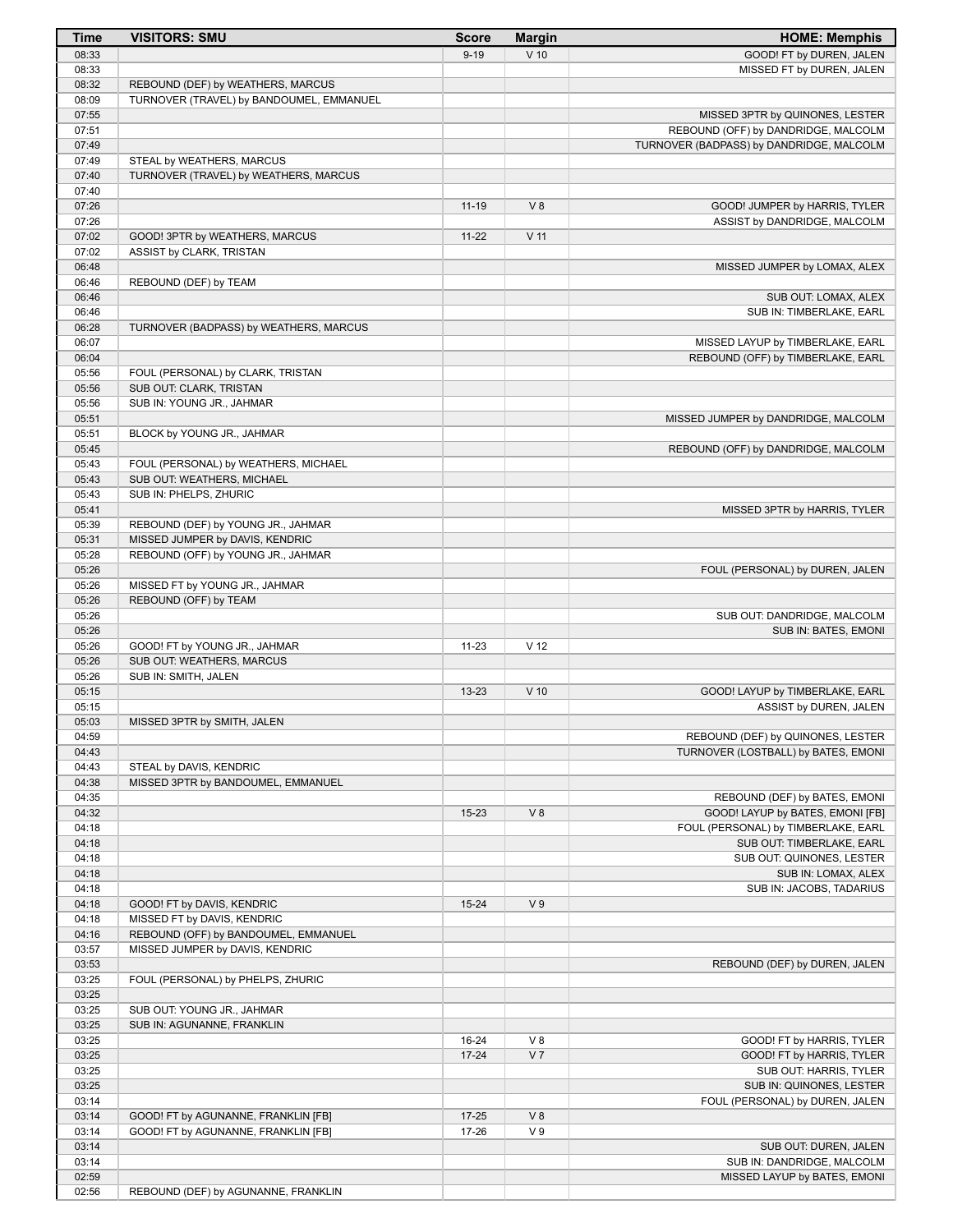| Time | VISITORS: SMU | Score | Margin | HOME: Memphis |
|---|---|---|---|---|
| 08:33 | | 9-19 | V 10 | GOOD! FT by DUREN, JALEN |
| 08:33 | | | | MISSED FT by DUREN, JALEN |
| 08:32 | REBOUND (DEF) by WEATHERS, MARCUS | | | |
| 08:09 | TURNOVER (TRAVEL) by BANDOUMEL, EMMANUEL | | | |
| 07:55 | | | | MISSED 3PTR by QUINONES, LESTER |
| 07:51 | | | | REBOUND (OFF) by DANDRIDGE, MALCOLM |
| 07:49 | | | | TURNOVER (BADPASS) by DANDRIDGE, MALCOLM |
| 07:49 | STEAL by WEATHERS, MARCUS | | | |
| 07:40 | TURNOVER (TRAVEL) by WEATHERS, MARCUS | | | |
| 07:40 | | | | |
| 07:26 | | 11-19 | V 8 | GOOD! JUMPER by HARRIS, TYLER |
| 07:26 | | | | ASSIST by DANDRIDGE, MALCOLM |
| 07:02 | GOOD! 3PTR by WEATHERS, MARCUS | 11-22 | V 11 | |
| 07:02 | ASSIST by CLARK, TRISTAN | | | |
| 06:48 | | | | MISSED JUMPER by LOMAX, ALEX |
| 06:46 | REBOUND (DEF) by TEAM | | | |
| 06:46 | | | | SUB OUT: LOMAX, ALEX |
| 06:46 | | | | SUB IN: TIMBERLAKE, EARL |
| 06:28 | TURNOVER (BADPASS) by WEATHERS, MARCUS | | | |
| 06:07 | | | | MISSED LAYUP by TIMBERLAKE, EARL |
| 06:04 | | | | REBOUND (OFF) by TIMBERLAKE, EARL |
| 05:56 | FOUL (PERSONAL) by CLARK, TRISTAN | | | |
| 05:56 | SUB OUT: CLARK, TRISTAN | | | |
| 05:56 | SUB IN: YOUNG JR., JAHMAR | | | |
| 05:51 | | | | MISSED JUMPER by DANDRIDGE, MALCOLM |
| 05:51 | BLOCK by YOUNG JR., JAHMAR | | | |
| 05:45 | | | | REBOUND (OFF) by DANDRIDGE, MALCOLM |
| 05:43 | FOUL (PERSONAL) by WEATHERS, MICHAEL | | | |
| 05:43 | SUB OUT: WEATHERS, MICHAEL | | | |
| 05:43 | SUB IN: PHELPS, ZHURIC | | | |
| 05:41 | | | | MISSED 3PTR by HARRIS, TYLER |
| 05:39 | REBOUND (DEF) by YOUNG JR., JAHMAR | | | |
| 05:31 | MISSED JUMPER by DAVIS, KENDRIC | | | |
| 05:28 | REBOUND (OFF) by YOUNG JR., JAHMAR | | | |
| 05:26 | | | | FOUL (PERSONAL) by DUREN, JALEN |
| 05:26 | MISSED FT by YOUNG JR., JAHMAR | | | |
| 05:26 | REBOUND (OFF) by TEAM | | | |
| 05:26 | | | | SUB OUT: DANDRIDGE, MALCOLM |
| 05:26 | | | | SUB IN: BATES, EMONI |
| 05:26 | GOOD! FT by YOUNG JR., JAHMAR | 11-23 | V 12 | |
| 05:26 | SUB OUT: WEATHERS, MARCUS | | | |
| 05:26 | SUB IN: SMITH, JALEN | | | |
| 05:15 | | 13-23 | V 10 | GOOD! LAYUP by TIMBERLAKE, EARL |
| 05:15 | | | | ASSIST by DUREN, JALEN |
| 05:03 | MISSED 3PTR by SMITH, JALEN | | | |
| 04:59 | | | | REBOUND (DEF) by QUINONES, LESTER |
| 04:43 | | | | TURNOVER (LOSTBALL) by BATES, EMONI |
| 04:43 | STEAL by DAVIS, KENDRIC | | | |
| 04:38 | MISSED 3PTR by BANDOUMEL, EMMANUEL | | | |
| 04:35 | | | | REBOUND (DEF) by BATES, EMONI |
| 04:32 | | 15-23 | V 8 | GOOD! LAYUP by BATES, EMONI [FB] |
| 04:18 | | | | FOUL (PERSONAL) by TIMBERLAKE, EARL |
| 04:18 | | | | SUB OUT: TIMBERLAKE, EARL |
| 04:18 | | | | SUB OUT: QUINONES, LESTER |
| 04:18 | | | | SUB IN: LOMAX, ALEX |
| 04:18 | | | | SUB IN: JACOBS, TADARIUS |
| 04:18 | GOOD! FT by DAVIS, KENDRIC | 15-24 | V 9 | |
| 04:18 | MISSED FT by DAVIS, KENDRIC | | | |
| 04:16 | REBOUND (OFF) by BANDOUMEL, EMMANUEL | | | |
| 03:57 | MISSED JUMPER by DAVIS, KENDRIC | | | |
| 03:53 | | | | REBOUND (DEF) by DUREN, JALEN |
| 03:25 | FOUL (PERSONAL) by PHELPS, ZHURIC | | | |
| 03:25 | | | | |
| 03:25 | SUB OUT: YOUNG JR., JAHMAR | | | |
| 03:25 | SUB IN: AGUNANNE, FRANKLIN | | | |
| 03:25 | | 16-24 | V 8 | GOOD! FT by HARRIS, TYLER |
| 03:25 | | 17-24 | V 7 | GOOD! FT by HARRIS, TYLER |
| 03:25 | | | | SUB OUT: HARRIS, TYLER |
| 03:25 | | | | SUB IN: QUINONES, LESTER |
| 03:14 | | | | FOUL (PERSONAL) by DUREN, JALEN |
| 03:14 | GOOD! FT by AGUNANNE, FRANKLIN [FB] | 17-25 | V 8 | |
| 03:14 | GOOD! FT by AGUNANNE, FRANKLIN [FB] | 17-26 | V 9 | |
| 03:14 | | | | SUB OUT: DUREN, JALEN |
| 03:14 | | | | SUB IN: DANDRIDGE, MALCOLM |
| 02:59 | | | | MISSED LAYUP by BATES, EMONI |
| 02:56 | REBOUND (DEF) by AGUNANNE, FRANKLIN | | | |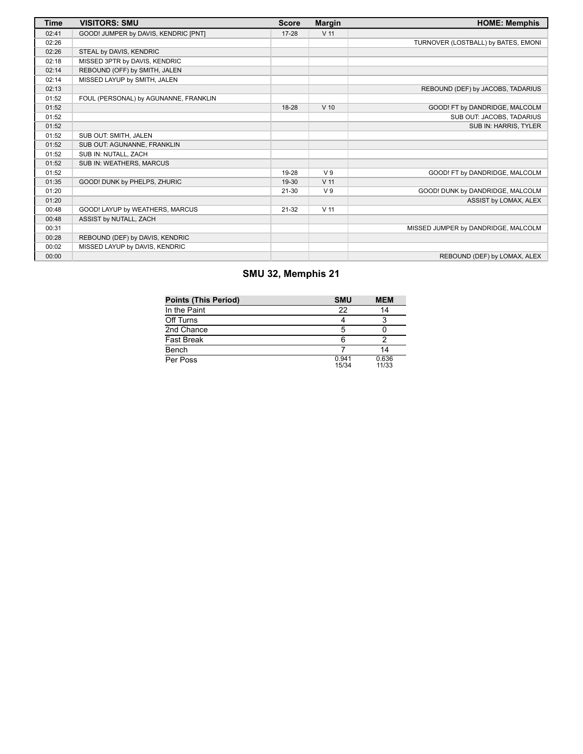| Time | VISITORS: SMU | Score | Margin | HOME: Memphis |
| --- | --- | --- | --- | --- |
| 02:41 | GOOD! JUMPER by DAVIS, KENDRIC [PNT] | 17-28 | V 11 | |
| 02:26 | | | | TURNOVER (LOSTBALL) by BATES, EMONI |
| 02:26 | STEAL by DAVIS, KENDRIC | | | |
| 02:18 | MISSED 3PTR by DAVIS, KENDRIC | | | |
| 02:14 | REBOUND (OFF) by SMITH, JALEN | | | |
| 02:14 | MISSED LAYUP by SMITH, JALEN | | | |
| 02:13 | | | | REBOUND (DEF) by JACOBS, TADARIUS |
| 01:52 | FOUL (PERSONAL) by AGUNANNE, FRANKLIN | | | |
| 01:52 | | 18-28 | V 10 | GOOD! FT by DANDRIDGE, MALCOLM |
| 01:52 | | | | SUB OUT: JACOBS, TADARIUS |
| 01:52 | | | | SUB IN: HARRIS, TYLER |
| 01:52 | SUB OUT: SMITH, JALEN | | | |
| 01:52 | SUB OUT: AGUNANNE, FRANKLIN | | | |
| 01:52 | SUB IN: NUTALL, ZACH | | | |
| 01:52 | SUB IN: WEATHERS, MARCUS | | | |
| 01:52 | | 19-28 | V 9 | GOOD! FT by DANDRIDGE, MALCOLM |
| 01:35 | GOOD! DUNK by PHELPS, ZHURIC | 19-30 | V 11 | |
| 01:20 | | 21-30 | V 9 | GOOD! DUNK by DANDRIDGE, MALCOLM |
| 01:20 | | | | ASSIST by LOMAX, ALEX |
| 00:48 | GOOD! LAYUP by WEATHERS, MARCUS | 21-32 | V 11 | |
| 00:48 | ASSIST by NUTALL, ZACH | | | |
| 00:31 | | | | MISSED JUMPER by DANDRIDGE, MALCOLM |
| 00:28 | REBOUND (DEF) by DAVIS, KENDRIC | | | |
| 00:02 | MISSED LAYUP by DAVIS, KENDRIC | | | |
| 00:00 | | | | REBOUND (DEF) by LOMAX, ALEX |

## SMU 32, Memphis 21

| Points (This Period) | SMU | MEM |
| --- | --- | --- |
| In the Paint | 22 | 14 |
| Off Turns | 4 | 3 |
| 2nd Chance | 5 | 0 |
| Fast Break | 6 | 2 |
| Bench | 7 | 14 |
| Per Poss | 0.941 15/34 | 0.636 11/33 |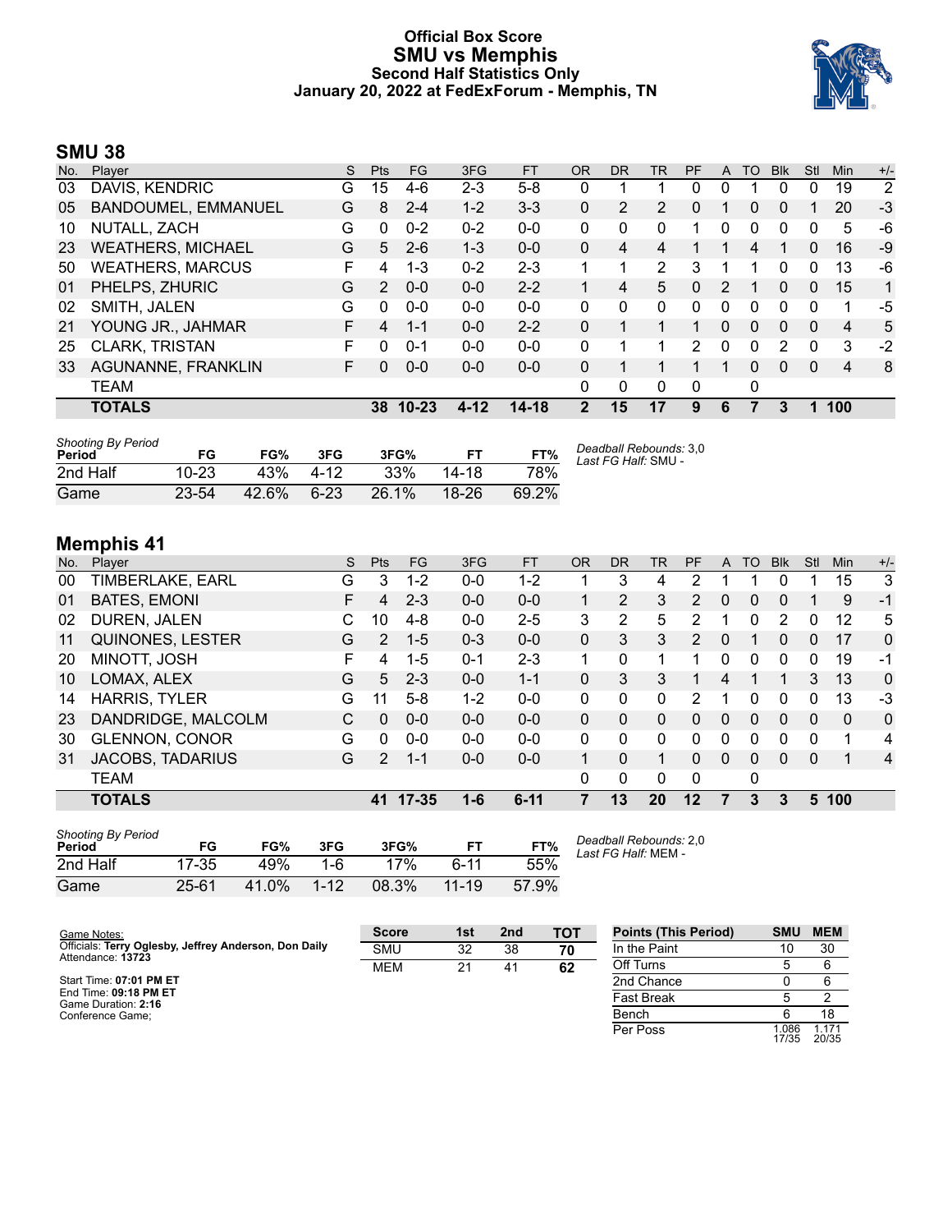# Official Box Score
## SMU vs Memphis
### Second Half Statistics Only
### January 20, 2022 at FedExForum - Memphis, TN

## SMU 38

| No. | Player | S | Pts | FG | 3FG | FT | OR | DR | TR | PF | A | TO | Blk | Stl | Min | +/- |
|---|---|---|---|---|---|---|---|---|---|---|---|---|---|---|---|---|
| 03 | DAVIS, KENDRIC | G | 15 | 4-6 | 2-3 | 5-8 | 0 | 1 | 1 | 0 | 0 | 1 | 0 | 0 | 19 | 2 |
| 05 | BANDOUMEL, EMMANUEL | G | 8 | 2-4 | 1-2 | 3-3 | 0 | 2 | 2 | 0 | 1 | 0 | 0 | 1 | 20 | -3 |
| 10 | NUTALL, ZACH | G | 0 | 0-2 | 0-2 | 0-0 | 0 | 0 | 0 | 1 | 0 | 0 | 0 | 0 | 5 | -6 |
| 23 | WEATHERS, MICHAEL | G | 5 | 2-6 | 1-3 | 0-0 | 0 | 4 | 4 | 1 | 1 | 4 | 1 | 0 | 16 | -9 |
| 50 | WEATHERS, MARCUS | F | 4 | 1-3 | 0-2 | 2-3 | 1 | 1 | 2 | 3 | 1 | 1 | 0 | 0 | 13 | -6 |
| 01 | PHELPS, ZHURIC | G | 2 | 0-0 | 0-0 | 2-2 | 1 | 4 | 5 | 0 | 2 | 1 | 0 | 0 | 15 | 1 |
| 02 | SMITH, JALEN | G | 0 | 0-0 | 0-0 | 0-0 | 0 | 0 | 0 | 0 | 0 | 0 | 0 | 0 | 1 | -5 |
| 21 | YOUNG JR., JAHMAR | F | 4 | 1-1 | 0-0 | 2-2 | 0 | 1 | 1 | 1 | 0 | 0 | 0 | 0 | 4 | 5 |
| 25 | CLARK, TRISTAN | F | 0 | 0-1 | 0-0 | 0-0 | 0 | 1 | 1 | 2 | 0 | 0 | 2 | 0 | 3 | -2 |
| 33 | AGUNANNE, FRANKLIN | F | 0 | 0-0 | 0-0 | 0-0 | 0 | 1 | 1 | 1 | 1 | 0 | 0 | 0 | 4 | 8 |
| | TEAM | | | | | | 0 | 0 | 0 | 0 | | 0 | | | | |
| | **TOTALS** | | **38** | **10-23** | **4-12** | **14-18** | **2** | **15** | **17** | **9** | **6** | **7** | **3** | **1** | **100** | |

*Shooting By Period*

| Period | FG | FG% | 3FG | 3FG% | FT | FT% |
|---|---|---|---|---|---|---|
| 2nd Half | 10-23 | 43% | 4-12 | 33% | 14-18 | 78% |
| Game | 23-54 | 42.6% | 6-23 | 26.1% | 18-26 | 69.2% |

*Deadball Rebounds:* 3,0
*Last FG Half:* SMU -

## Memphis 41

| No. | Player | S | Pts | FG | 3FG | FT | OR | DR | TR | PF | A | TO | Blk | Stl | Min | +/- |
|---|---|---|---|---|---|---|---|---|---|---|---|---|---|---|---|---|
| 00 | TIMBERLAKE, EARL | G | 3 | 1-2 | 0-0 | 1-2 | 1 | 3 | 4 | 2 | 1 | 1 | 0 | 1 | 15 | 3 |
| 01 | BATES, EMONI | F | 4 | 2-3 | 0-0 | 0-0 | 1 | 2 | 3 | 2 | 0 | 0 | 0 | 1 | 9 | -1 |
| 02 | DUREN, JALEN | C | 10 | 4-8 | 0-0 | 2-5 | 3 | 2 | 5 | 2 | 1 | 0 | 2 | 0 | 12 | 5 |
| 11 | QUINONES, LESTER | G | 2 | 1-5 | 0-3 | 0-0 | 0 | 3 | 3 | 2 | 0 | 1 | 0 | 0 | 17 | 0 |
| 20 | MINOTT, JOSH | F | 4 | 1-5 | 0-1 | 2-3 | 1 | 0 | 1 | 1 | 0 | 0 | 0 | 0 | 19 | -1 |
| 10 | LOMAX, ALEX | G | 5 | 2-3 | 0-0 | 1-1 | 0 | 3 | 3 | 1 | 4 | 1 | 1 | 3 | 13 | 0 |
| 14 | HARRIS, TYLER | G | 11 | 5-8 | 1-2 | 0-0 | 0 | 0 | 0 | 2 | 1 | 0 | 0 | 0 | 13 | -3 |
| 23 | DANDRIDGE, MALCOLM | C | 0 | 0-0 | 0-0 | 0-0 | 0 | 0 | 0 | 0 | 0 | 0 | 0 | 0 | 0 | 0 |
| 30 | GLENNON, CONOR | G | 0 | 0-0 | 0-0 | 0-0 | 0 | 0 | 0 | 0 | 0 | 0 | 0 | 0 | 1 | 4 |
| 31 | JACOBS, TADARIUS | G | 2 | 1-1 | 0-0 | 0-0 | 1 | 0 | 1 | 0 | 0 | 0 | 0 | 0 | 1 | 4 |
| | TEAM | | | | | | 0 | 0 | 0 | 0 | | 0 | | | | |
| | **TOTALS** | | **41** | **17-35** | **1-6** | **6-11** | **7** | **13** | **20** | **12** | **7** | **3** | **3** | **5** | **100** | |

*Shooting By Period*

| Period | FG | FG% | 3FG | 3FG% | FT | FT% |
|---|---|---|---|---|---|---|
| 2nd Half | 17-35 | 49% | 1-6 | 17% | 6-11 | 55% |
| Game | 25-61 | 41.0% | 1-12 | 08.3% | 11-19 | 57.9% |

*Deadball Rebounds:* 2,0
*Last FG Half:* MEM -

Game Notes:
Officials: **Terry Oglesby, Jeffrey Anderson, Don Daily**
Attendance: **13723**

Start Time: **07:01 PM ET**
End Time: **09:18 PM ET**
Game Duration: **2:16**
Conference Game;

| Score | 1st | 2nd | TOT |
|---|---|---|---|
| SMU | 32 | 38 | **70** |
| MEM | 21 | 41 | **62** |

| Points (This Period) | SMU | MEM |
|---|---|---|
| In the Paint | 10 | 30 |
| Off Turns | 5 | 6 |
| 2nd Chance | 0 | 6 |
| Fast Break | 5 | 2 |
| Bench | 6 | 18 |
| Per Poss | 1.086 17/35 | 1.171 20/35 |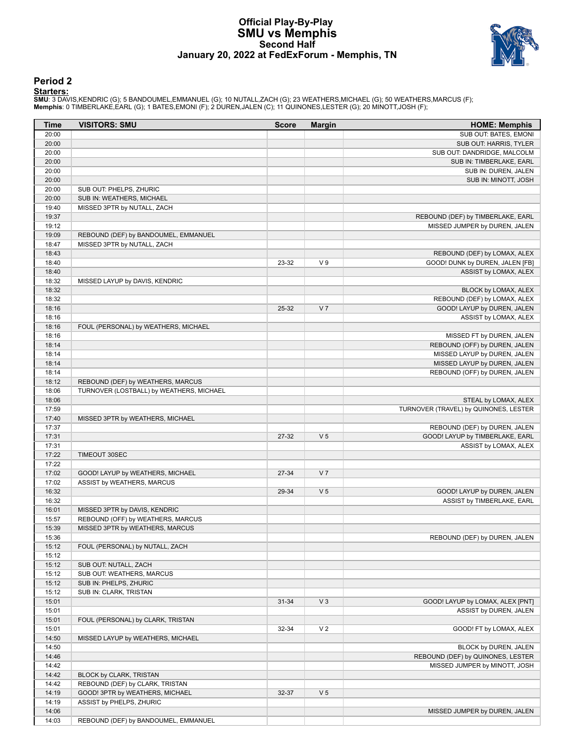# Official Play-By-Play
## SMU vs Memphis
### Second Half
### January 20, 2022 at FedExForum - Memphis, TN

## Period 2

**Starters:**

**SMU**: 3 DAVIS,KENDRIC (G); 5 BANDOUMEL,EMMANUEL (G); 10 NUTALL,ZACH (G); 23 WEATHERS,MICHAEL (G); 50 WEATHERS,MARCUS (F);
**Memphis**: 0 TIMBERLAKE,EARL (G); 1 BATES,EMONI (F); 2 DUREN,JALEN (C); 11 QUINONES,LESTER (G); 20 MINOTT,JOSH (F);

| Time | VISITORS: SMU | Score | Margin | HOME: Memphis |
|---|---|---|---|---|
| 20:00 | | | | SUB OUT: BATES, EMONI |
| 20:00 | | | | SUB OUT: HARRIS, TYLER |
| 20:00 | | | | SUB OUT: DANDRIDGE, MALCOLM |
| 20:00 | | | | SUB IN: TIMBERLAKE, EARL |
| 20:00 | | | | SUB IN: DUREN, JALEN |
| 20:00 | | | | SUB IN: MINOTT, JOSH |
| 20:00 | SUB OUT: PHELPS, ZHURIC | | | |
| 20:00 | SUB IN: WEATHERS, MICHAEL | | | |
| 19:40 | MISSED 3PTR by NUTALL, ZACH | | | |
| 19:37 | | | | REBOUND (DEF) by TIMBERLAKE, EARL |
| 19:12 | | | | MISSED JUMPER by DUREN, JALEN |
| 19:09 | REBOUND (DEF) by BANDOUMEL, EMMANUEL | | | |
| 18:47 | MISSED 3PTR by NUTALL, ZACH | | | |
| 18:43 | | | | REBOUND (DEF) by LOMAX, ALEX |
| 18:40 | | 23-32 | V 9 | GOOD! DUNK by DUREN, JALEN [FB] |
| 18:40 | | | | ASSIST by LOMAX, ALEX |
| 18:32 | MISSED LAYUP by DAVIS, KENDRIC | | | |
| 18:32 | | | | BLOCK by LOMAX, ALEX |
| 18:32 | | | | REBOUND (DEF) by LOMAX, ALEX |
| 18:16 | | 25-32 | V 7 | GOOD! LAYUP by DUREN, JALEN |
| 18:16 | | | | ASSIST by LOMAX, ALEX |
| 18:16 | FOUL (PERSONAL) by WEATHERS, MICHAEL | | | |
| 18:16 | | | | MISSED FT by DUREN, JALEN |
| 18:14 | | | | REBOUND (OFF) by DUREN, JALEN |
| 18:14 | | | | MISSED LAYUP by DUREN, JALEN |
| 18:14 | | | | MISSED LAYUP by DUREN, JALEN |
| 18:14 | | | | REBOUND (OFF) by DUREN, JALEN |
| 18:12 | REBOUND (DEF) by WEATHERS, MARCUS | | | |
| 18:06 | TURNOVER (LOSTBALL) by WEATHERS, MICHAEL | | | |
| 18:06 | | | | STEAL by LOMAX, ALEX |
| 17:59 | | | | TURNOVER (TRAVEL) by QUINONES, LESTER |
| 17:40 | MISSED 3PTR by WEATHERS, MICHAEL | | | |
| 17:37 | | | | REBOUND (DEF) by DUREN, JALEN |
| 17:31 | | 27-32 | V 5 | GOOD! LAYUP by TIMBERLAKE, EARL |
| 17:31 | | | | ASSIST by LOMAX, ALEX |
| 17:22 | TIMEOUT 30SEC | | | |
| 17:22 | | | | |
| 17:02 | GOOD! LAYUP by WEATHERS, MICHAEL | 27-34 | V 7 | |
| 17:02 | ASSIST by WEATHERS, MARCUS | | | |
| 16:32 | | 29-34 | V 5 | GOOD! LAYUP by DUREN, JALEN |
| 16:32 | | | | ASSIST by TIMBERLAKE, EARL |
| 16:01 | MISSED 3PTR by DAVIS, KENDRIC | | | |
| 15:57 | REBOUND (OFF) by WEATHERS, MARCUS | | | |
| 15:39 | MISSED 3PTR by WEATHERS, MARCUS | | | |
| 15:36 | | | | REBOUND (DEF) by DUREN, JALEN |
| 15:12 | FOUL (PERSONAL) by NUTALL, ZACH | | | |
| 15:12 | | | | |
| 15:12 | SUB OUT: NUTALL, ZACH | | | |
| 15:12 | SUB OUT: WEATHERS, MARCUS | | | |
| 15:12 | SUB IN: PHELPS, ZHURIC | | | |
| 15:12 | SUB IN: CLARK, TRISTAN | | | |
| 15:01 | | 31-34 | V 3 | GOOD! LAYUP by LOMAX, ALEX [PNT] |
| 15:01 | | | | ASSIST by DUREN, JALEN |
| 15:01 | FOUL (PERSONAL) by CLARK, TRISTAN | | | |
| 15:01 | | 32-34 | V 2 | GOOD! FT by LOMAX, ALEX |
| 14:50 | MISSED LAYUP by WEATHERS, MICHAEL | | | |
| 14:50 | | | | BLOCK by DUREN, JALEN |
| 14:46 | | | | REBOUND (DEF) by QUINONES, LESTER |
| 14:42 | | | | MISSED JUMPER by MINOTT, JOSH |
| 14:42 | BLOCK by CLARK, TRISTAN | | | |
| 14:42 | REBOUND (DEF) by CLARK, TRISTAN | | | |
| 14:19 | GOOD! 3PTR by WEATHERS, MICHAEL | 32-37 | V 5 | |
| 14:19 | ASSIST by PHELPS, ZHURIC | | | |
| 14:06 | | | | MISSED JUMPER by DUREN, JALEN |
| 14:03 | REBOUND (DEF) by BANDOUMEL, EMMANUEL | | | |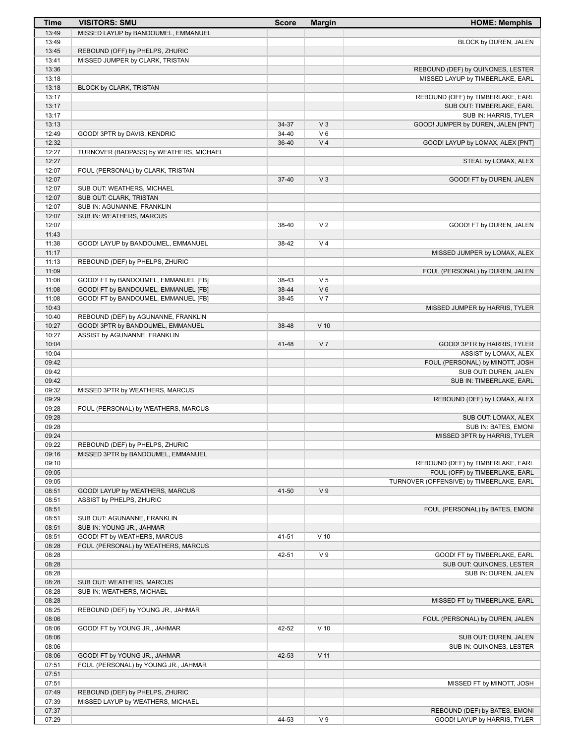| Time | VISITORS: SMU | Score | Margin | HOME: Memphis |
| --- | --- | --- | --- | --- |
| 13:49 | MISSED LAYUP by BANDOUMEL, EMMANUEL | | | |
| 13:49 | | | | BLOCK by DUREN, JALEN |
| 13:45 | REBOUND (OFF) by PHELPS, ZHURIC | | | |
| 13:41 | MISSED JUMPER by CLARK, TRISTAN | | | |
| 13:36 | | | | REBOUND (DEF) by QUINONES, LESTER |
| 13:18 | | | | MISSED LAYUP by TIMBERLAKE, EARL |
| 13:18 | BLOCK by CLARK, TRISTAN | | | |
| 13:17 | | | | REBOUND (OFF) by TIMBERLAKE, EARL |
| 13:17 | | | | SUB OUT: TIMBERLAKE, EARL |
| 13:17 | | | | SUB IN: HARRIS, TYLER |
| 13:13 | | 34-37 | V 3 | GOOD! JUMPER by DUREN, JALEN [PNT] |
| 12:49 | GOOD! 3PTR by DAVIS, KENDRIC | 34-40 | V 6 | |
| 12:32 | | 36-40 | V 4 | GOOD! LAYUP by LOMAX, ALEX [PNT] |
| 12:27 | TURNOVER (BADPASS) by WEATHERS, MICHAEL | | | |
| 12:27 | | | | STEAL by LOMAX, ALEX |
| 12:07 | FOUL (PERSONAL) by CLARK, TRISTAN | | | |
| 12:07 | | 37-40 | V 3 | GOOD! FT by DUREN, JALEN |
| 12:07 | SUB OUT: WEATHERS, MICHAEL | | | |
| 12:07 | SUB OUT: CLARK, TRISTAN | | | |
| 12:07 | SUB IN: AGUNANNE, FRANKLIN | | | |
| 12:07 | SUB IN: WEATHERS, MARCUS | | | |
| 12:07 | | 38-40 | V 2 | GOOD! FT by DUREN, JALEN |
| 11:43 | | | | |
| 11:38 | GOOD! LAYUP by BANDOUMEL, EMMANUEL | 38-42 | V 4 | |
| 11:17 | | | | MISSED JUMPER by LOMAX, ALEX |
| 11:13 | REBOUND (DEF) by PHELPS, ZHURIC | | | |
| 11:09 | | | | FOUL (PERSONAL) by DUREN, JALEN |
| 11:08 | GOOD! FT by BANDOUMEL, EMMANUEL [FB] | 38-43 | V 5 | |
| 11:08 | GOOD! FT by BANDOUMEL, EMMANUEL [FB] | 38-44 | V 6 | |
| 11:08 | GOOD! FT by BANDOUMEL, EMMANUEL [FB] | 38-45 | V 7 | |
| 10:43 | | | | MISSED JUMPER by HARRIS, TYLER |
| 10:40 | REBOUND (DEF) by AGUNANNE, FRANKLIN | | | |
| 10:27 | GOOD! 3PTR by BANDOUMEL, EMMANUEL | 38-48 | V 10 | |
| 10:27 | ASSIST by AGUNANNE, FRANKLIN | | | |
| 10:04 | | 41-48 | V 7 | GOOD! 3PTR by HARRIS, TYLER |
| 10:04 | | | | ASSIST by LOMAX, ALEX |
| 09:42 | | | | FOUL (PERSONAL) by MINOTT, JOSH |
| 09:42 | | | | SUB OUT: DUREN, JALEN |
| 09:42 | | | | SUB IN: TIMBERLAKE, EARL |
| 09:32 | MISSED 3PTR by WEATHERS, MARCUS | | | |
| 09:29 | | | | REBOUND (DEF) by LOMAX, ALEX |
| 09:28 | FOUL (PERSONAL) by WEATHERS, MARCUS | | | |
| 09:28 | | | | SUB OUT: LOMAX, ALEX |
| 09:28 | | | | SUB IN: BATES, EMONI |
| 09:24 | | | | MISSED 3PTR by HARRIS, TYLER |
| 09:22 | REBOUND (DEF) by PHELPS, ZHURIC | | | |
| 09:16 | MISSED 3PTR by BANDOUMEL, EMMANUEL | | | |
| 09:10 | | | | REBOUND (DEF) by TIMBERLAKE, EARL |
| 09:05 | | | | FOUL (OFF) by TIMBERLAKE, EARL |
| 09:05 | | | | TURNOVER (OFFENSIVE) by TIMBERLAKE, EARL |
| 08:51 | GOOD! LAYUP by WEATHERS, MARCUS | 41-50 | V 9 | |
| 08:51 | ASSIST by PHELPS, ZHURIC | | | |
| 08:51 | | | | FOUL (PERSONAL) by BATES, EMONI |
| 08:51 | SUB OUT: AGUNANNE, FRANKLIN | | | |
| 08:51 | SUB IN: YOUNG JR., JAHMAR | | | |
| 08:51 | GOOD! FT by WEATHERS, MARCUS | 41-51 | V 10 | |
| 08:28 | FOUL (PERSONAL) by WEATHERS, MARCUS | | | |
| 08:28 | | 42-51 | V 9 | GOOD! FT by TIMBERLAKE, EARL |
| 08:28 | | | | SUB OUT: QUINONES, LESTER |
| 08:28 | | | | SUB IN: DUREN, JALEN |
| 08:28 | SUB OUT: WEATHERS, MARCUS | | | |
| 08:28 | SUB IN: WEATHERS, MICHAEL | | | |
| 08:28 | | | | MISSED FT by TIMBERLAKE, EARL |
| 08:25 | REBOUND (DEF) by YOUNG JR., JAHMAR | | | |
| 08:06 | | | | FOUL (PERSONAL) by DUREN, JALEN |
| 08:06 | GOOD! FT by YOUNG JR., JAHMAR | 42-52 | V 10 | |
| 08:06 | | | | SUB OUT: DUREN, JALEN |
| 08:06 | | | | SUB IN: QUINONES, LESTER |
| 08:06 | GOOD! FT by YOUNG JR., JAHMAR | 42-53 | V 11 | |
| 07:51 | FOUL (PERSONAL) by YOUNG JR., JAHMAR | | | |
| 07:51 | | | | |
| 07:51 | | | | MISSED FT by MINOTT, JOSH |
| 07:49 | REBOUND (DEF) by PHELPS, ZHURIC | | | |
| 07:39 | MISSED LAYUP by WEATHERS, MICHAEL | | | |
| 07:37 | | | | REBOUND (DEF) by BATES, EMONI |
| 07:29 | | 44-53 | V 9 | GOOD! LAYUP by HARRIS, TYLER |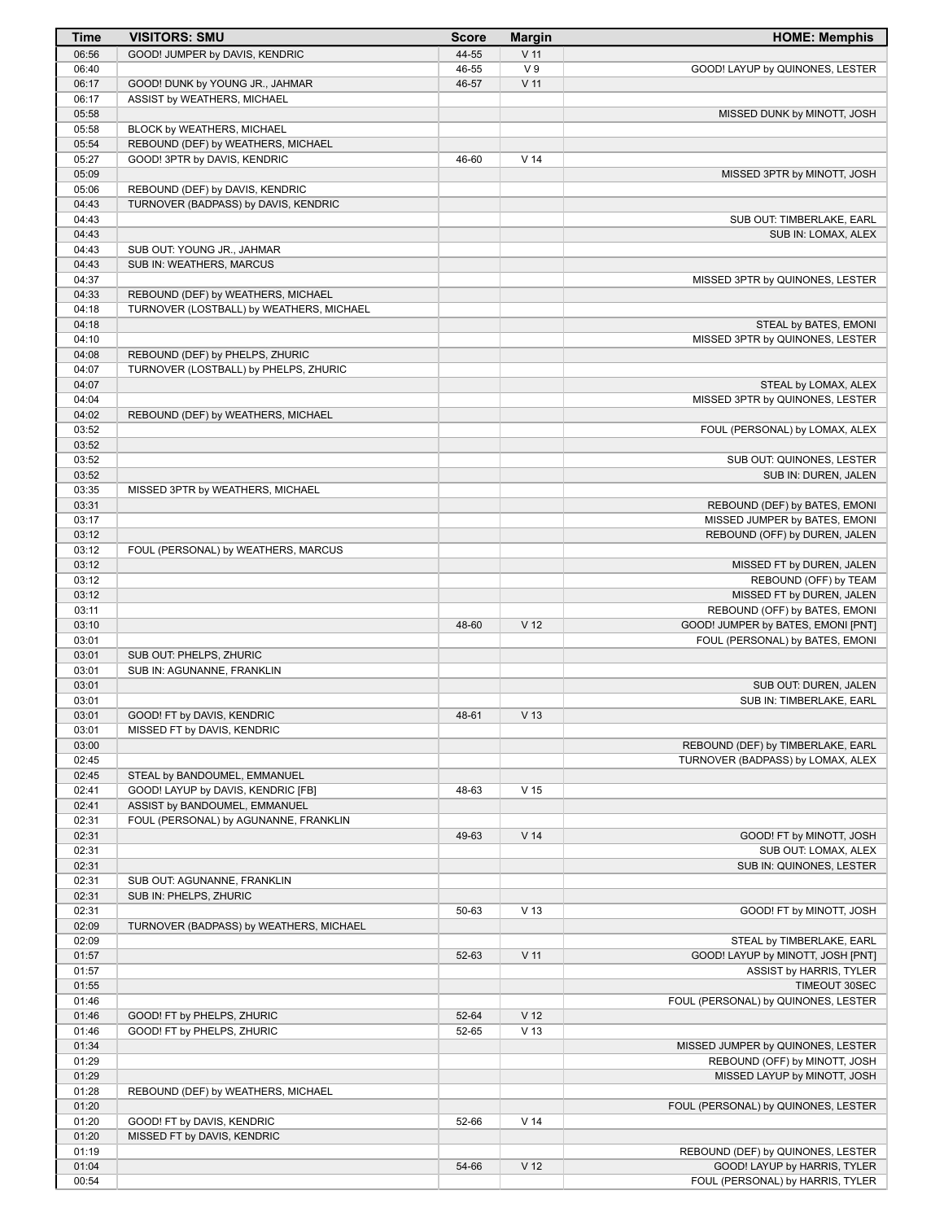| Time | VISITORS: SMU | Score | Margin | HOME: Memphis |
| --- | --- | --- | --- | --- |
| 06:56 | GOOD! JUMPER by DAVIS, KENDRIC | 44-55 | V 11 | |
| 06:40 | | 46-55 | V 9 | GOOD! LAYUP by QUINONES, LESTER |
| 06:17 | GOOD! DUNK by YOUNG JR., JAHMAR | 46-57 | V 11 | |
| 06:17 | ASSIST by WEATHERS, MICHAEL | | | |
| 05:58 | | | | MISSED DUNK by MINOTT, JOSH |
| 05:58 | BLOCK by WEATHERS, MICHAEL | | | |
| 05:54 | REBOUND (DEF) by WEATHERS, MICHAEL | | | |
| 05:27 | GOOD! 3PTR by DAVIS, KENDRIC | 46-60 | V 14 | |
| 05:09 | | | | MISSED 3PTR by MINOTT, JOSH |
| 05:06 | REBOUND (DEF) by DAVIS, KENDRIC | | | |
| 04:43 | TURNOVER (BADPASS) by DAVIS, KENDRIC | | | |
| 04:43 | | | | SUB OUT: TIMBERLAKE, EARL |
| 04:43 | | | | SUB IN: LOMAX, ALEX |
| 04:43 | SUB OUT: YOUNG JR., JAHMAR | | | |
| 04:43 | SUB IN: WEATHERS, MARCUS | | | |
| 04:37 | | | | MISSED 3PTR by QUINONES, LESTER |
| 04:33 | REBOUND (DEF) by WEATHERS, MICHAEL | | | |
| 04:18 | TURNOVER (LOSTBALL) by WEATHERS, MICHAEL | | | |
| 04:18 | | | | STEAL by BATES, EMONI |
| 04:10 | | | | MISSED 3PTR by QUINONES, LESTER |
| 04:08 | REBOUND (DEF) by PHELPS, ZHURIC | | | |
| 04:07 | TURNOVER (LOSTBALL) by PHELPS, ZHURIC | | | |
| 04:07 | | | | STEAL by LOMAX, ALEX |
| 04:04 | | | | MISSED 3PTR by QUINONES, LESTER |
| 04:02 | REBOUND (DEF) by WEATHERS, MICHAEL | | | |
| 03:52 | | | | FOUL (PERSONAL) by LOMAX, ALEX |
| 03:52 | | | | |
| 03:52 | | | | SUB OUT: QUINONES, LESTER |
| 03:52 | | | | SUB IN: DUREN, JALEN |
| 03:35 | MISSED 3PTR by WEATHERS, MICHAEL | | | |
| 03:31 | | | | REBOUND (DEF) by BATES, EMONI |
| 03:17 | | | | MISSED JUMPER by BATES, EMONI |
| 03:12 | | | | REBOUND (OFF) by DUREN, JALEN |
| 03:12 | FOUL (PERSONAL) by WEATHERS, MARCUS | | | |
| 03:12 | | | | MISSED FT by DUREN, JALEN |
| 03:12 | | | | REBOUND (OFF) by TEAM |
| 03:12 | | | | MISSED FT by DUREN, JALEN |
| 03:11 | | | | REBOUND (OFF) by BATES, EMONI |
| 03:10 | | 48-60 | V 12 | GOOD! JUMPER by BATES, EMONI [PNT] |
| 03:01 | | | | FOUL (PERSONAL) by BATES, EMONI |
| 03:01 | SUB OUT: PHELPS, ZHURIC | | | |
| 03:01 | SUB IN: AGUNANNE, FRANKLIN | | | |
| 03:01 | | | | SUB OUT: DUREN, JALEN |
| 03:01 | | | | SUB IN: TIMBERLAKE, EARL |
| 03:01 | GOOD! FT by DAVIS, KENDRIC | 48-61 | V 13 | |
| 03:01 | MISSED FT by DAVIS, KENDRIC | | | |
| 03:00 | | | | REBOUND (DEF) by TIMBERLAKE, EARL |
| 02:45 | | | | TURNOVER (BADPASS) by LOMAX, ALEX |
| 02:45 | STEAL by BANDOUMEL, EMMANUEL | | | |
| 02:41 | GOOD! LAYUP by DAVIS, KENDRIC [FB] | 48-63 | V 15 | |
| 02:41 | ASSIST by BANDOUMEL, EMMANUEL | | | |
| 02:31 | FOUL (PERSONAL) by AGUNANNE, FRANKLIN | | | |
| 02:31 | | 49-63 | V 14 | GOOD! FT by MINOTT, JOSH |
| 02:31 | | | | SUB OUT: LOMAX, ALEX |
| 02:31 | | | | SUB IN: QUINONES, LESTER |
| 02:31 | SUB OUT: AGUNANNE, FRANKLIN | | | |
| 02:31 | SUB IN: PHELPS, ZHURIC | | | |
| 02:31 | | 50-63 | V 13 | GOOD! FT by MINOTT, JOSH |
| 02:09 | TURNOVER (BADPASS) by WEATHERS, MICHAEL | | | |
| 02:09 | | | | STEAL by TIMBERLAKE, EARL |
| 01:57 | | 52-63 | V 11 | GOOD! LAYUP by MINOTT, JOSH [PNT] |
| 01:57 | | | | ASSIST by HARRIS, TYLER |
| 01:55 | | | | TIMEOUT 30SEC |
| 01:46 | | | | FOUL (PERSONAL) by QUINONES, LESTER |
| 01:46 | GOOD! FT by PHELPS, ZHURIC | 52-64 | V 12 | |
| 01:46 | GOOD! FT by PHELPS, ZHURIC | 52-65 | V 13 | |
| 01:34 | | | | MISSED JUMPER by QUINONES, LESTER |
| 01:29 | | | | REBOUND (OFF) by MINOTT, JOSH |
| 01:29 | | | | MISSED LAYUP by MINOTT, JOSH |
| 01:28 | REBOUND (DEF) by WEATHERS, MICHAEL | | | |
| 01:20 | | | | FOUL (PERSONAL) by QUINONES, LESTER |
| 01:20 | GOOD! FT by DAVIS, KENDRIC | 52-66 | V 14 | |
| 01:20 | MISSED FT by DAVIS, KENDRIC | | | |
| 01:19 | | | | REBOUND (DEF) by QUINONES, LESTER |
| 01:04 | | 54-66 | V 12 | GOOD! LAYUP by HARRIS, TYLER |
| 00:54 | | | | FOUL (PERSONAL) by HARRIS, TYLER |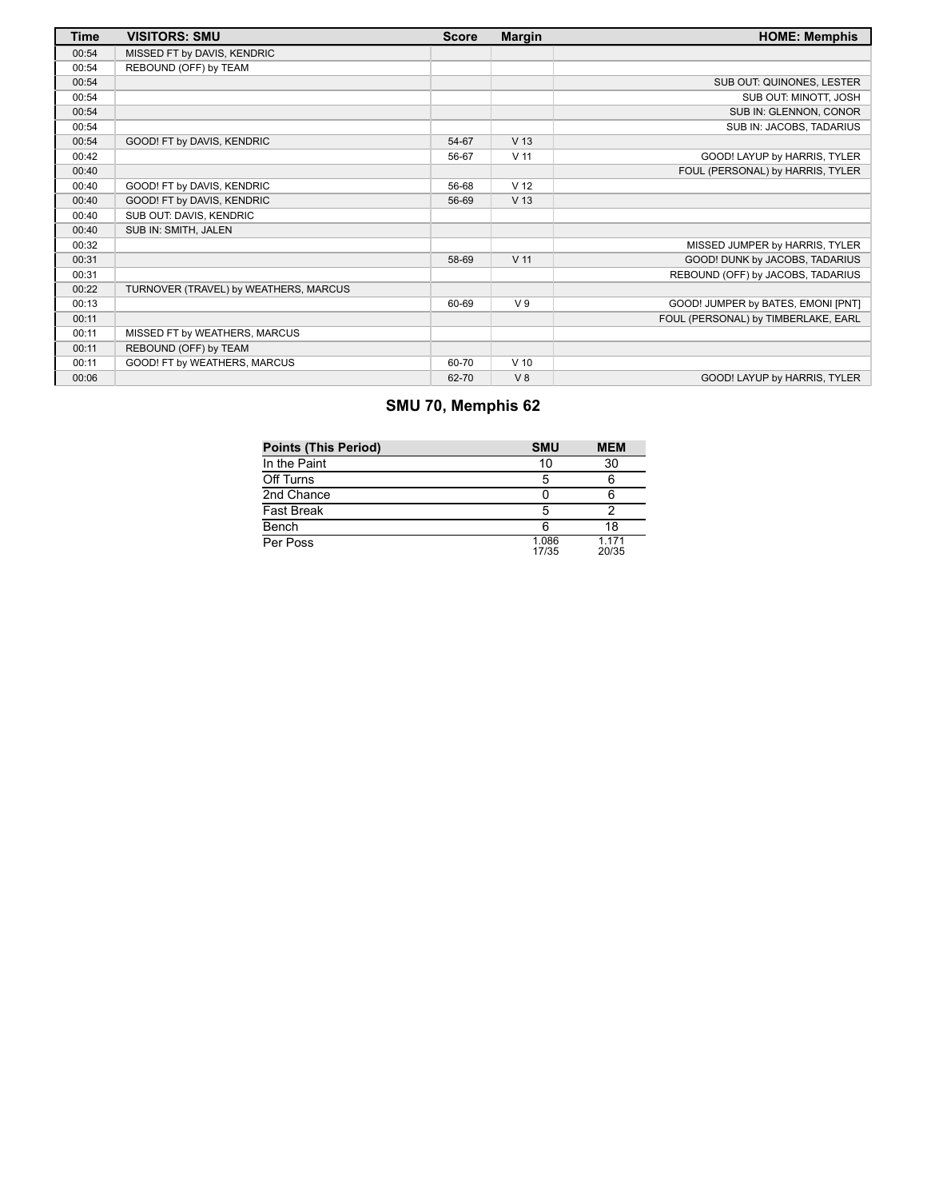| Time | VISITORS: SMU | Score | Margin | HOME: Memphis |
|---|---|---|---|---|
| 00:54 | MISSED FT by DAVIS, KENDRIC | | | |
| 00:54 | REBOUND (OFF) by TEAM | | | |
| 00:54 | | | | SUB OUT: QUINONES, LESTER |
| 00:54 | | | | SUB OUT: MINOTT, JOSH |
| 00:54 | | | | SUB IN: GLENNON, CONOR |
| 00:54 | | | | SUB IN: JACOBS, TADARIUS |
| 00:54 | GOOD! FT by DAVIS, KENDRIC | 54-67 | V 13 | |
| 00:42 | | 56-67 | V 11 | GOOD! LAYUP by HARRIS, TYLER |
| 00:40 | | | | FOUL (PERSONAL) by HARRIS, TYLER |
| 00:40 | GOOD! FT by DAVIS, KENDRIC | 56-68 | V 12 | |
| 00:40 | GOOD! FT by DAVIS, KENDRIC | 56-69 | V 13 | |
| 00:40 | SUB OUT: DAVIS, KENDRIC | | | |
| 00:40 | SUB IN: SMITH, JALEN | | | |
| 00:32 | | | | MISSED JUMPER by HARRIS, TYLER |
| 00:31 | | 58-69 | V 11 | GOOD! DUNK by JACOBS, TADARIUS |
| 00:31 | | | | REBOUND (OFF) by JACOBS, TADARIUS |
| 00:22 | TURNOVER (TRAVEL) by WEATHERS, MARCUS | | | |
| 00:13 | | 60-69 | V 9 | GOOD! JUMPER by BATES, EMONI [PNT] |
| 00:11 | | | | FOUL (PERSONAL) by TIMBERLAKE, EARL |
| 00:11 | MISSED FT by WEATHERS, MARCUS | | | |
| 00:11 | REBOUND (OFF) by TEAM | | | |
| 00:11 | GOOD! FT by WEATHERS, MARCUS | 60-70 | V 10 | |
| 00:06 | | 62-70 | V 8 | GOOD! LAYUP by HARRIS, TYLER |

## SMU 70, Memphis 62

| Points (This Period) | SMU | MEM |
|---|---|---|
| In the Paint | 10 | 30 |
| Off Turns | 5 | 6 |
| 2nd Chance | 0 | 6 |
| Fast Break | 5 | 2 |
| Bench | 6 | 18 |
| Per Poss | 1.086 17/35 | 1.171 20/35 |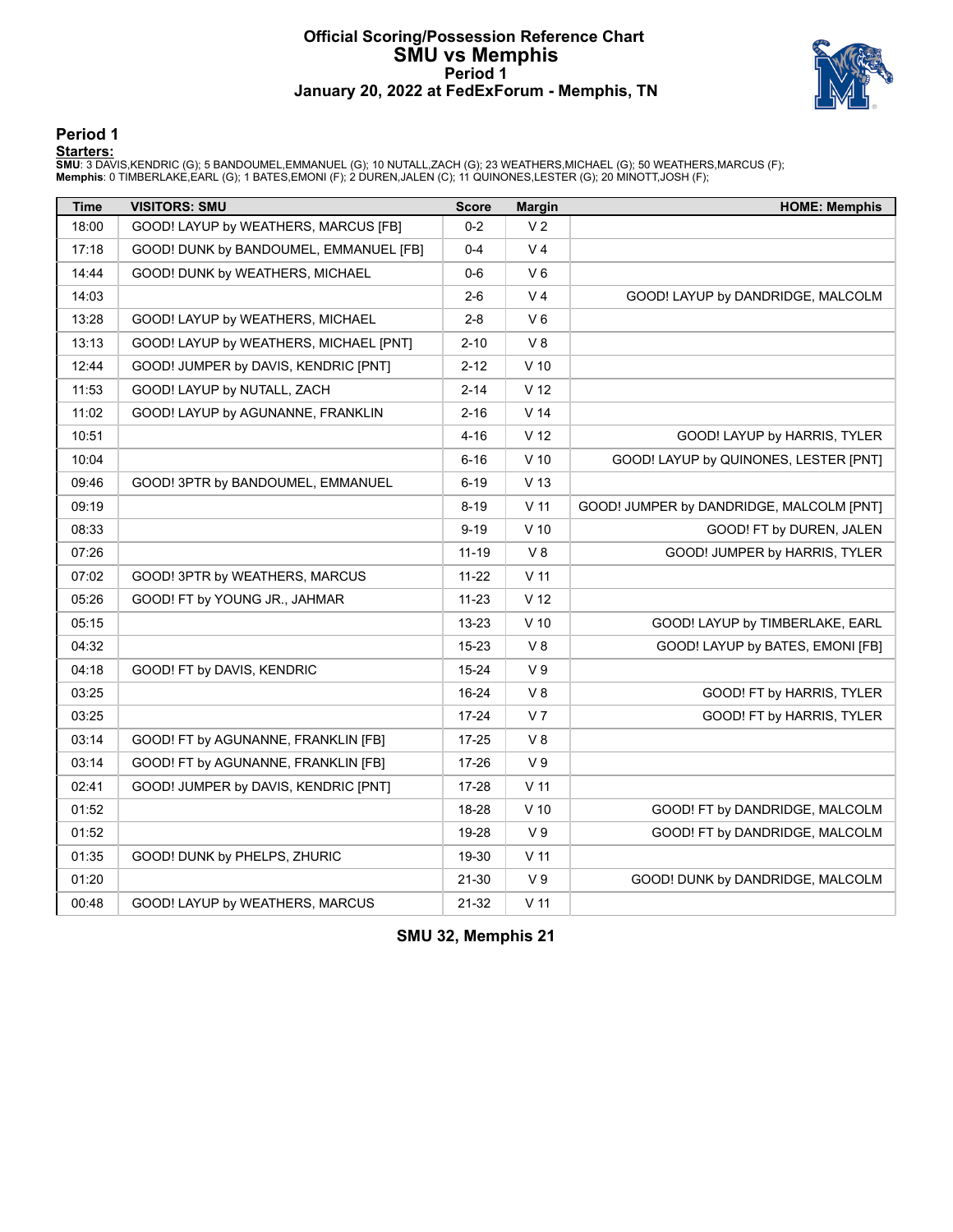# Official Scoring/Possession Reference Chart
## SMU vs Memphis
### Period 1
### January 20, 2022 at FedExForum - Memphis, TN

## Period 1

**Starters:**

**SMU**: 3 DAVIS,KENDRIC (G); 5 BANDOUMEL,EMMANUEL (G); 10 NUTALL,ZACH (G); 23 WEATHERS,MICHAEL (G); 50 WEATHERS,MARCUS (F);
**Memphis**: 0 TIMBERLAKE,EARL (G); 1 BATES,EMONI (F); 2 DUREN,JALEN (C); 11 QUINONES,LESTER (G); 20 MINOTT,JOSH (F);

| Time | VISITORS: SMU | Score | Margin | HOME: Memphis |
|---|---|---|---|---|
| 18:00 | GOOD! LAYUP by WEATHERS, MARCUS [FB] | 0-2 | V 2 | |
| 17:18 | GOOD! DUNK by BANDOUMEL, EMMANUEL [FB] | 0-4 | V 4 | |
| 14:44 | GOOD! DUNK by WEATHERS, MICHAEL | 0-6 | V 6 | |
| 14:03 | | 2-6 | V 4 | GOOD! LAYUP by DANDRIDGE, MALCOLM |
| 13:28 | GOOD! LAYUP by WEATHERS, MICHAEL | 2-8 | V 6 | |
| 13:13 | GOOD! LAYUP by WEATHERS, MICHAEL [PNT] | 2-10 | V 8 | |
| 12:44 | GOOD! JUMPER by DAVIS, KENDRIC [PNT] | 2-12 | V 10 | |
| 11:53 | GOOD! LAYUP by NUTALL, ZACH | 2-14 | V 12 | |
| 11:02 | GOOD! LAYUP by AGUNANNE, FRANKLIN | 2-16 | V 14 | |
| 10:51 | | 4-16 | V 12 | GOOD! LAYUP by HARRIS, TYLER |
| 10:04 | | 6-16 | V 10 | GOOD! LAYUP by QUINONES, LESTER [PNT] |
| 09:46 | GOOD! 3PTR by BANDOUMEL, EMMANUEL | 6-19 | V 13 | |
| 09:19 | | 8-19 | V 11 | GOOD! JUMPER by DANDRIDGE, MALCOLM [PNT] |
| 08:33 | | 9-19 | V 10 | GOOD! FT by DUREN, JALEN |
| 07:26 | | 11-19 | V 8 | GOOD! JUMPER by HARRIS, TYLER |
| 07:02 | GOOD! 3PTR by WEATHERS, MARCUS | 11-22 | V 11 | |
| 05:26 | GOOD! FT by YOUNG JR., JAHMAR | 11-23 | V 12 | |
| 05:15 | | 13-23 | V 10 | GOOD! LAYUP by TIMBERLAKE, EARL |
| 04:32 | | 15-23 | V 8 | GOOD! LAYUP by BATES, EMONI [FB] |
| 04:18 | GOOD! FT by DAVIS, KENDRIC | 15-24 | V 9 | |
| 03:25 | | 16-24 | V 8 | GOOD! FT by HARRIS, TYLER |
| 03:25 | | 17-24 | V 7 | GOOD! FT by HARRIS, TYLER |
| 03:14 | GOOD! FT by AGUNANNE, FRANKLIN [FB] | 17-25 | V 8 | |
| 03:14 | GOOD! FT by AGUNANNE, FRANKLIN [FB] | 17-26 | V 9 | |
| 02:41 | GOOD! JUMPER by DAVIS, KENDRIC [PNT] | 17-28 | V 11 | |
| 01:52 | | 18-28 | V 10 | GOOD! FT by DANDRIDGE, MALCOLM |
| 01:52 | | 19-28 | V 9 | GOOD! FT by DANDRIDGE, MALCOLM |
| 01:35 | GOOD! DUNK by PHELPS, ZHURIC | 19-30 | V 11 | |
| 01:20 | | 21-30 | V 9 | GOOD! DUNK by DANDRIDGE, MALCOLM |
| 00:48 | GOOD! LAYUP by WEATHERS, MARCUS | 21-32 | V 11 | |

**SMU 32, Memphis 21**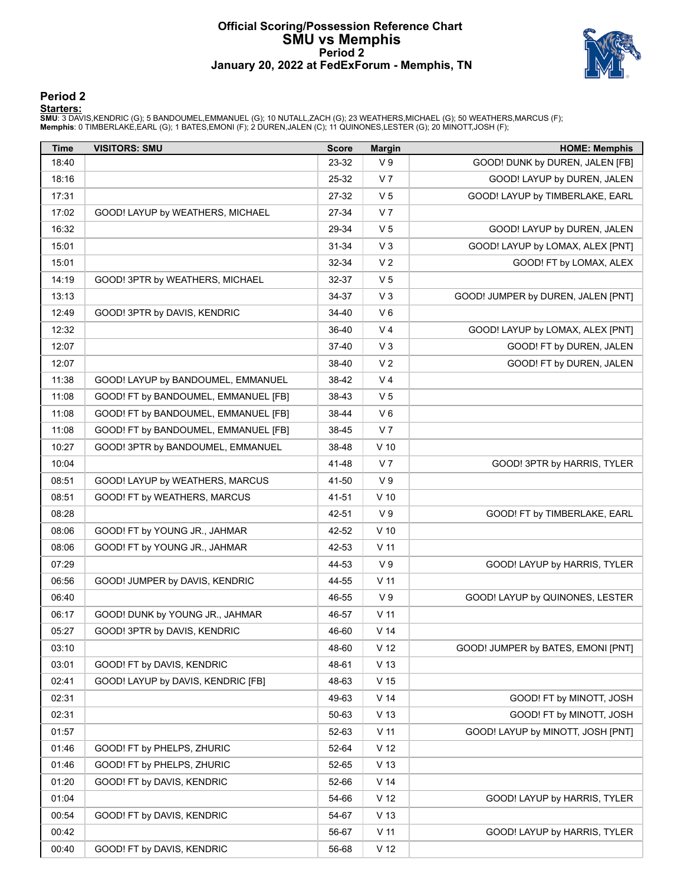# Official Scoring/Possession Reference Chart
# SMU vs Memphis
# Period 2
# January 20, 2022 at FedExForum - Memphis, TN

## Period 2

**Starters:**

**SMU**: 3 DAVIS,KENDRIC (G); 5 BANDOUMEL,EMMANUEL (G); 10 NUTALL,ZACH (G); 23 WEATHERS,MICHAEL (G); 50 WEATHERS,MARCUS (F);
**Memphis**: 0 TIMBERLAKE,EARL (G); 1 BATES,EMONI (F); 2 DUREN,JALEN (C); 11 QUINONES,LESTER (G); 20 MINOTT,JOSH (F);

| Time | VISITORS: SMU | Score | Margin | HOME: Memphis |
|---|---|---|---|---|
| 18:40 | | 23-32 | V 9 | GOOD! DUNK by DUREN, JALEN [FB] |
| 18:16 | | 25-32 | V 7 | GOOD! LAYUP by DUREN, JALEN |
| 17:31 | | 27-32 | V 5 | GOOD! LAYUP by TIMBERLAKE, EARL |
| 17:02 | GOOD! LAYUP by WEATHERS, MICHAEL | 27-34 | V 7 | |
| 16:32 | | 29-34 | V 5 | GOOD! LAYUP by DUREN, JALEN |
| 15:01 | | 31-34 | V 3 | GOOD! LAYUP by LOMAX, ALEX [PNT] |
| 15:01 | | 32-34 | V 2 | GOOD! FT by LOMAX, ALEX |
| 14:19 | GOOD! 3PTR by WEATHERS, MICHAEL | 32-37 | V 5 | |
| 13:13 | | 34-37 | V 3 | GOOD! JUMPER by DUREN, JALEN [PNT] |
| 12:49 | GOOD! 3PTR by DAVIS, KENDRIC | 34-40 | V 6 | |
| 12:32 | | 36-40 | V 4 | GOOD! LAYUP by LOMAX, ALEX [PNT] |
| 12:07 | | 37-40 | V 3 | GOOD! FT by DUREN, JALEN |
| 12:07 | | 38-40 | V 2 | GOOD! FT by DUREN, JALEN |
| 11:38 | GOOD! LAYUP by BANDOUMEL, EMMANUEL | 38-42 | V 4 | |
| 11:08 | GOOD! FT by BANDOUMEL, EMMANUEL [FB] | 38-43 | V 5 | |
| 11:08 | GOOD! FT by BANDOUMEL, EMMANUEL [FB] | 38-44 | V 6 | |
| 11:08 | GOOD! FT by BANDOUMEL, EMMANUEL [FB] | 38-45 | V 7 | |
| 10:27 | GOOD! 3PTR by BANDOUMEL, EMMANUEL | 38-48 | V 10 | |
| 10:04 | | 41-48 | V 7 | GOOD! 3PTR by HARRIS, TYLER |
| 08:51 | GOOD! LAYUP by WEATHERS, MARCUS | 41-50 | V 9 | |
| 08:51 | GOOD! FT by WEATHERS, MARCUS | 41-51 | V 10 | |
| 08:28 | | 42-51 | V 9 | GOOD! FT by TIMBERLAKE, EARL |
| 08:06 | GOOD! FT by YOUNG JR., JAHMAR | 42-52 | V 10 | |
| 08:06 | GOOD! FT by YOUNG JR., JAHMAR | 42-53 | V 11 | |
| 07:29 | | 44-53 | V 9 | GOOD! LAYUP by HARRIS, TYLER |
| 06:56 | GOOD! JUMPER by DAVIS, KENDRIC | 44-55 | V 11 | |
| 06:40 | | 46-55 | V 9 | GOOD! LAYUP by QUINONES, LESTER |
| 06:17 | GOOD! DUNK by YOUNG JR., JAHMAR | 46-57 | V 11 | |
| 05:27 | GOOD! 3PTR by DAVIS, KENDRIC | 46-60 | V 14 | |
| 03:10 | | 48-60 | V 12 | GOOD! JUMPER by BATES, EMONI [PNT] |
| 03:01 | GOOD! FT by DAVIS, KENDRIC | 48-61 | V 13 | |
| 02:41 | GOOD! LAYUP by DAVIS, KENDRIC [FB] | 48-63 | V 15 | |
| 02:31 | | 49-63 | V 14 | GOOD! FT by MINOTT, JOSH |
| 02:31 | | 50-63 | V 13 | GOOD! FT by MINOTT, JOSH |
| 01:57 | | 52-63 | V 11 | GOOD! LAYUP by MINOTT, JOSH [PNT] |
| 01:46 | GOOD! FT by PHELPS, ZHURIC | 52-64 | V 12 | |
| 01:46 | GOOD! FT by PHELPS, ZHURIC | 52-65 | V 13 | |
| 01:20 | GOOD! FT by DAVIS, KENDRIC | 52-66 | V 14 | |
| 01:04 | | 54-66 | V 12 | GOOD! LAYUP by HARRIS, TYLER |
| 00:54 | GOOD! FT by DAVIS, KENDRIC | 54-67 | V 13 | |
| 00:42 | | 56-67 | V 11 | GOOD! LAYUP by HARRIS, TYLER |
| 00:40 | GOOD! FT by DAVIS, KENDRIC | 56-68 | V 12 | |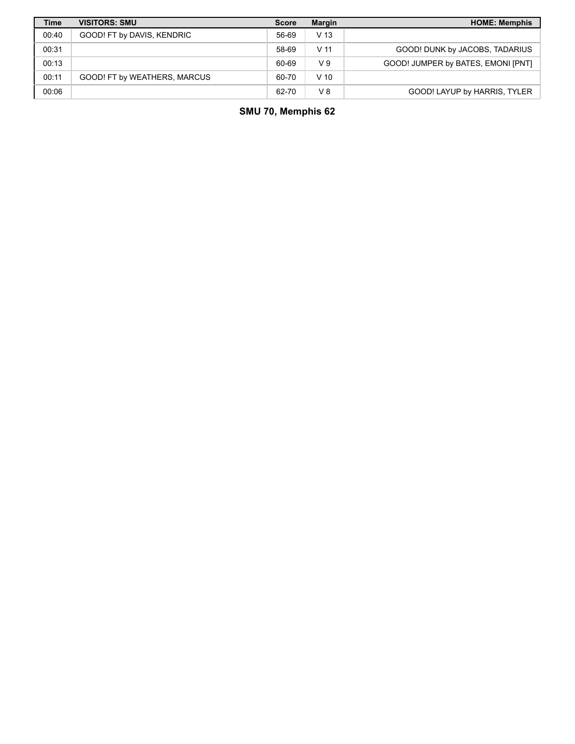| Time | VISITORS: SMU | Score | Margin | HOME: Memphis |
|---|---|---|---|---|
| 00:40 | GOOD! FT by DAVIS, KENDRIC | 56-69 | V 13 | |
| 00:31 | | 58-69 | V 11 | GOOD! DUNK by JACOBS, TADARIUS |
| 00:13 | | 60-69 | V 9 | GOOD! JUMPER by BATES, EMONI [PNT] |
| 00:11 | GOOD! FT by WEATHERS, MARCUS | 60-70 | V 10 | |
| 00:06 | | 62-70 | V 8 | GOOD! LAYUP by HARRIS, TYLER |

**SMU 70, Memphis 62**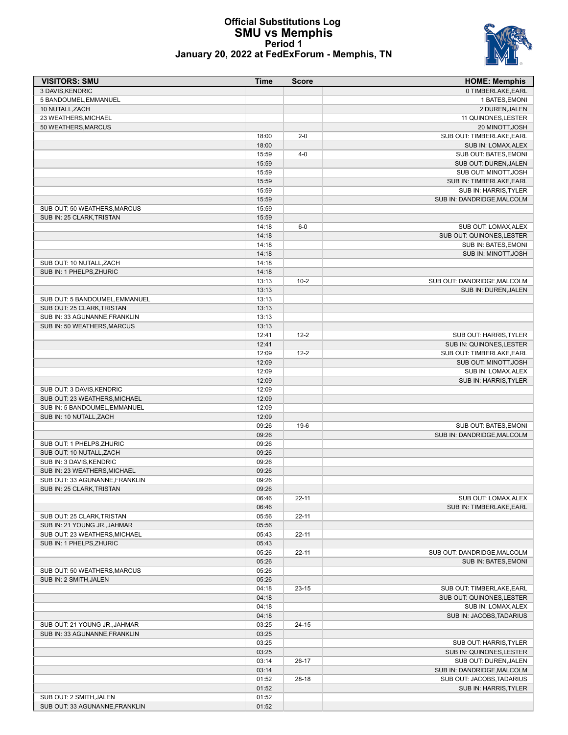# Official Substitutions Log
## SMU vs Memphis
### Period 1
### January 20, 2022 at FedExForum - Memphis, TN

| VISITORS: SMU | Time | Score | HOME: Memphis |
|---|---|---|---|
| 3 DAVIS,KENDRIC | | | 0 TIMBERLAKE,EARL |
| 5 BANDOUMEL,EMMANUEL | | | 1 BATES,EMONI |
| 10 NUTALL,ZACH | | | 2 DUREN,JALEN |
| 23 WEATHERS,MICHAEL | | | 11 QUINONES,LESTER |
| 50 WEATHERS,MARCUS | | | 20 MINOTT,JOSH |
| | 18:00 | 2-0 | SUB OUT: TIMBERLAKE,EARL |
| | 18:00 | | SUB IN: LOMAX,ALEX |
| | 15:59 | 4-0 | SUB OUT: BATES,EMONI |
| | 15:59 | | SUB OUT: DUREN,JALEN |
| | 15:59 | | SUB OUT: MINOTT,JOSH |
| | 15:59 | | SUB IN: TIMBERLAKE,EARL |
| | 15:59 | | SUB IN: HARRIS,TYLER |
| | 15:59 | | SUB IN: DANDRIDGE,MALCOLM |
| SUB OUT: 50 WEATHERS,MARCUS | 15:59 | | |
| SUB IN: 25 CLARK,TRISTAN | 15:59 | | |
| | 14:18 | 6-0 | SUB OUT: LOMAX,ALEX |
| | 14:18 | | SUB OUT: QUINONES,LESTER |
| | 14:18 | | SUB IN: BATES,EMONI |
| | 14:18 | | SUB IN: MINOTT,JOSH |
| SUB OUT: 10 NUTALL,ZACH | 14:18 | | |
| SUB IN: 1 PHELPS,ZHURIC | 14:18 | | |
| | 13:13 | 10-2 | SUB OUT: DANDRIDGE,MALCOLM |
| | 13:13 | | SUB IN: DUREN,JALEN |
| SUB OUT: 5 BANDOUMEL,EMMANUEL | 13:13 | | |
| SUB OUT: 25 CLARK,TRISTAN | 13:13 | | |
| SUB IN: 33 AGUNANNE,FRANKLIN | 13:13 | | |
| SUB IN: 50 WEATHERS,MARCUS | 13:13 | | |
| | 12:41 | 12-2 | SUB OUT: HARRIS,TYLER |
| | 12:41 | | SUB IN: QUINONES,LESTER |
| | 12:09 | 12-2 | SUB OUT: TIMBERLAKE,EARL |
| | 12:09 | | SUB OUT: MINOTT,JOSH |
| | 12:09 | | SUB IN: LOMAX,ALEX |
| | 12:09 | | SUB IN: HARRIS,TYLER |
| SUB OUT: 3 DAVIS,KENDRIC | 12:09 | | |
| SUB OUT: 23 WEATHERS,MICHAEL | 12:09 | | |
| SUB IN: 5 BANDOUMEL,EMMANUEL | 12:09 | | |
| SUB IN: 10 NUTALL,ZACH | 12:09 | | |
| | 09:26 | 19-6 | SUB OUT: BATES,EMONI |
| | 09:26 | | SUB IN: DANDRIDGE,MALCOLM |
| SUB OUT: 1 PHELPS,ZHURIC | 09:26 | | |
| SUB OUT: 10 NUTALL,ZACH | 09:26 | | |
| SUB IN: 3 DAVIS,KENDRIC | 09:26 | | |
| SUB IN: 23 WEATHERS,MICHAEL | 09:26 | | |
| SUB OUT: 33 AGUNANNE,FRANKLIN | 09:26 | | |
| SUB IN: 25 CLARK,TRISTAN | 09:26 | | |
| | 06:46 | 22-11 | SUB OUT: LOMAX,ALEX |
| | 06:46 | | SUB IN: TIMBERLAKE,EARL |
| SUB OUT: 25 CLARK,TRISTAN | 05:56 | 22-11 | |
| SUB IN: 21 YOUNG JR.,JAHMAR | 05:56 | | |
| SUB OUT: 23 WEATHERS,MICHAEL | 05:43 | 22-11 | |
| SUB IN: 1 PHELPS,ZHURIC | 05:43 | | |
| | 05:26 | 22-11 | SUB OUT: DANDRIDGE,MALCOLM |
| | 05:26 | | SUB IN: BATES,EMONI |
| SUB OUT: 50 WEATHERS,MARCUS | 05:26 | | |
| SUB IN: 2 SMITH,JALEN | 05:26 | | |
| | 04:18 | 23-15 | SUB OUT: TIMBERLAKE,EARL |
| | 04:18 | | SUB OUT: QUINONES,LESTER |
| | 04:18 | | SUB IN: LOMAX,ALEX |
| | 04:18 | | SUB IN: JACOBS,TADARIUS |
| SUB OUT: 21 YOUNG JR.,JAHMAR | 03:25 | 24-15 | |
| SUB IN: 33 AGUNANNE,FRANKLIN | 03:25 | | |
| | 03:25 | | SUB OUT: HARRIS,TYLER |
| | 03:25 | | SUB IN: QUINONES,LESTER |
| | 03:14 | 26-17 | SUB OUT: DUREN,JALEN |
| | 03:14 | | SUB IN: DANDRIDGE,MALCOLM |
| | 01:52 | 28-18 | SUB OUT: JACOBS,TADARIUS |
| | 01:52 | | SUB IN: HARRIS,TYLER |
| SUB OUT: 2 SMITH,JALEN | 01:52 | | |
| SUB OUT: 33 AGUNANNE,FRANKLIN | 01:52 | | |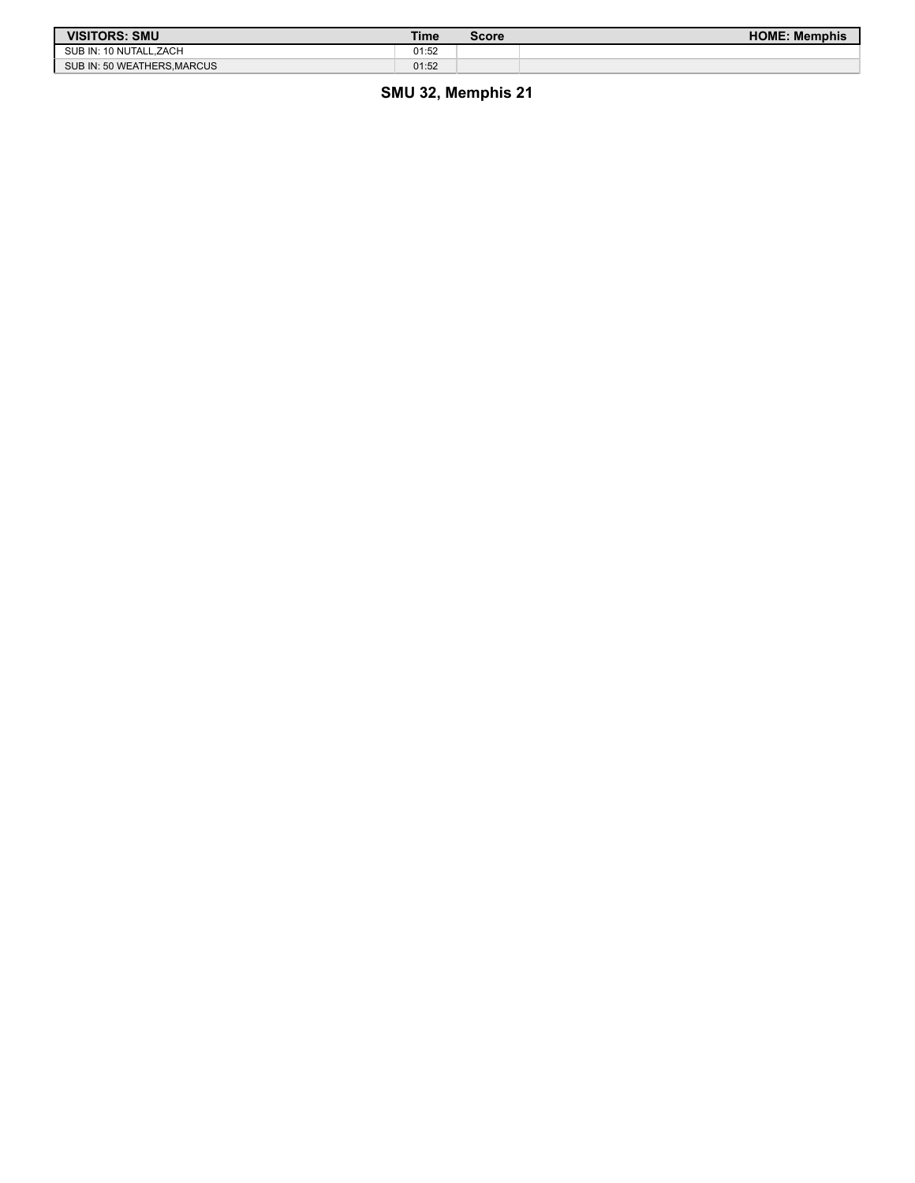| VISITORS: SMU | Time | Score | HOME: Memphis |
| --- | --- | --- | --- |
| SUB IN: 10 NUTALL,ZACH | 01:52 | | |
| SUB IN: 50 WEATHERS,MARCUS | 01:52 | | |

**SMU 32, Memphis 21**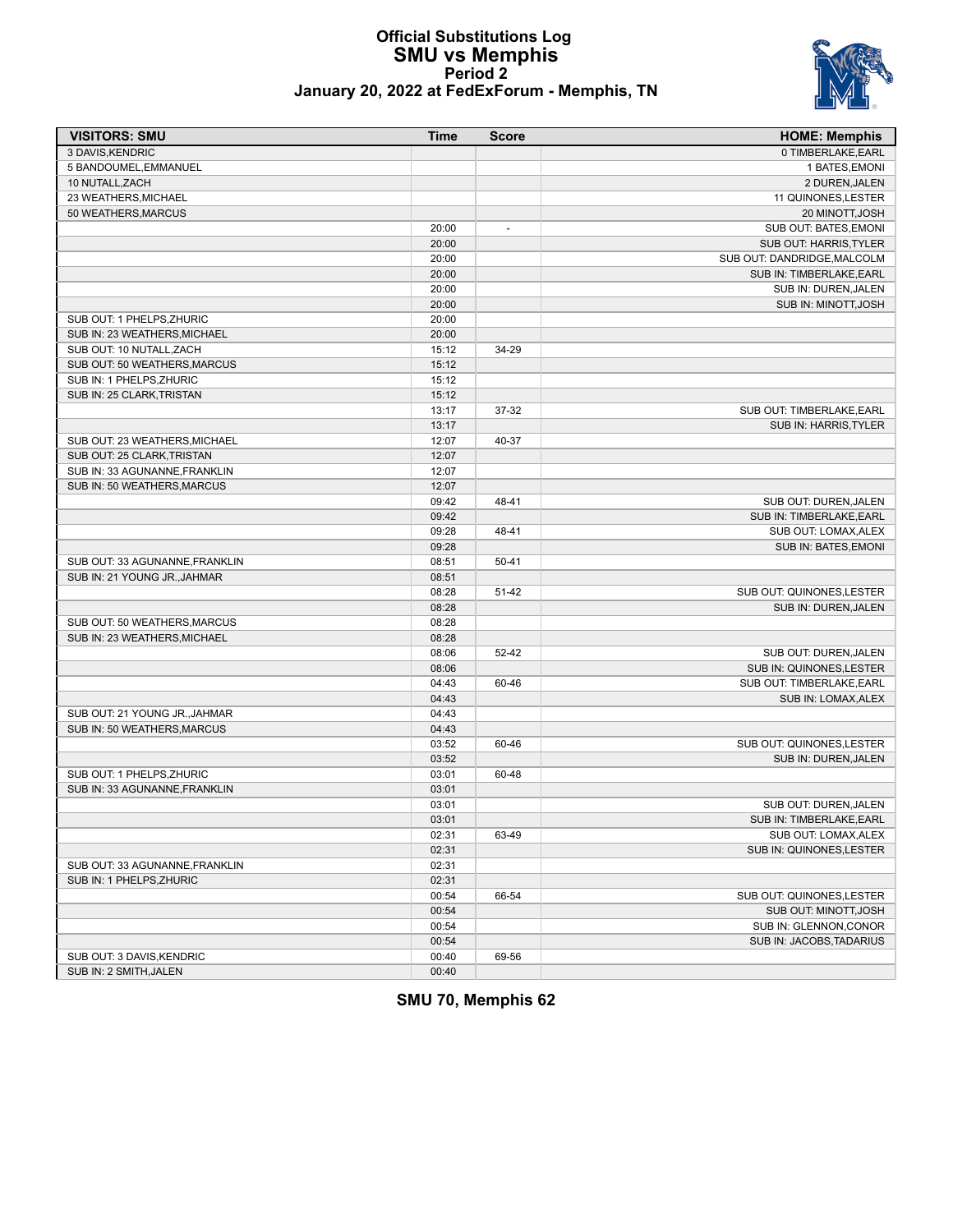# Official Substitutions Log
## SMU vs Memphis
### Period 2
### January 20, 2022 at FedExForum - Memphis, TN

| VISITORS: SMU | Time | Score | HOME: Memphis |
|---|---|---|---|
| 3 DAVIS,KENDRIC | | | 0 TIMBERLAKE,EARL |
| 5 BANDOUMEL,EMMANUEL | | | 1 BATES,EMONI |
| 10 NUTALL,ZACH | | | 2 DUREN,JALEN |
| 23 WEATHERS,MICHAEL | | | 11 QUINONES,LESTER |
| 50 WEATHERS,MARCUS | | | 20 MINOTT,JOSH |
| | 20:00 | - | SUB OUT: BATES,EMONI |
| | 20:00 | | SUB OUT: HARRIS,TYLER |
| | 20:00 | | SUB OUT: DANDRIDGE,MALCOLM |
| | 20:00 | | SUB IN: TIMBERLAKE,EARL |
| | 20:00 | | SUB IN: DUREN,JALEN |
| | 20:00 | | SUB IN: MINOTT,JOSH |
| SUB OUT: 1 PHELPS,ZHURIC | 20:00 | | |
| SUB IN: 23 WEATHERS,MICHAEL | 20:00 | | |
| SUB OUT: 10 NUTALL,ZACH | 15:12 | 34-29 | |
| SUB OUT: 50 WEATHERS,MARCUS | 15:12 | | |
| SUB IN: 1 PHELPS,ZHURIC | 15:12 | | |
| SUB IN: 25 CLARK,TRISTAN | 15:12 | | |
| | 13:17 | 37-32 | SUB OUT: TIMBERLAKE,EARL |
| | 13:17 | | SUB IN: HARRIS,TYLER |
| SUB OUT: 23 WEATHERS,MICHAEL | 12:07 | 40-37 | |
| SUB OUT: 25 CLARK,TRISTAN | 12:07 | | |
| SUB IN: 33 AGUNANNE,FRANKLIN | 12:07 | | |
| SUB IN: 50 WEATHERS,MARCUS | 12:07 | | |
| | 09:42 | 48-41 | SUB OUT: DUREN,JALEN |
| | 09:42 | | SUB IN: TIMBERLAKE,EARL |
| | 09:28 | 48-41 | SUB OUT: LOMAX,ALEX |
| | 09:28 | | SUB IN: BATES,EMONI |
| SUB OUT: 33 AGUNANNE,FRANKLIN | 08:51 | 50-41 | |
| SUB IN: 21 YOUNG JR.,JAHMAR | 08:51 | | |
| | 08:28 | 51-42 | SUB OUT: QUINONES,LESTER |
| | 08:28 | | SUB IN: DUREN,JALEN |
| SUB OUT: 50 WEATHERS,MARCUS | 08:28 | | |
| SUB IN: 23 WEATHERS,MICHAEL | 08:28 | | |
| | 08:06 | 52-42 | SUB OUT: DUREN,JALEN |
| | 08:06 | | SUB IN: QUINONES,LESTER |
| | 04:43 | 60-46 | SUB OUT: TIMBERLAKE,EARL |
| | 04:43 | | SUB IN: LOMAX,ALEX |
| SUB OUT: 21 YOUNG JR.,JAHMAR | 04:43 | | |
| SUB IN: 50 WEATHERS,MARCUS | 04:43 | | |
| | 03:52 | 60-46 | SUB OUT: QUINONES,LESTER |
| | 03:52 | | SUB IN: DUREN,JALEN |
| SUB OUT: 1 PHELPS,ZHURIC | 03:01 | 60-48 | |
| SUB IN: 33 AGUNANNE,FRANKLIN | 03:01 | | |
| | 03:01 | | SUB OUT: DUREN,JALEN |
| | 03:01 | | SUB IN: TIMBERLAKE,EARL |
| | 02:31 | 63-49 | SUB OUT: LOMAX,ALEX |
| | 02:31 | | SUB IN: QUINONES,LESTER |
| SUB OUT: 33 AGUNANNE,FRANKLIN | 02:31 | | |
| SUB IN: 1 PHELPS,ZHURIC | 02:31 | | |
| | 00:54 | 66-54 | SUB OUT: QUINONES,LESTER |
| | 00:54 | | SUB OUT: MINOTT,JOSH |
| | 00:54 | | SUB IN: GLENNON,CONOR |
| | 00:54 | | SUB IN: JACOBS,TADARIUS |
| SUB OUT: 3 DAVIS,KENDRIC | 00:40 | 69-56 | |
| SUB IN: 2 SMITH,JALEN | 00:40 | | |

**SMU 70, Memphis 62**